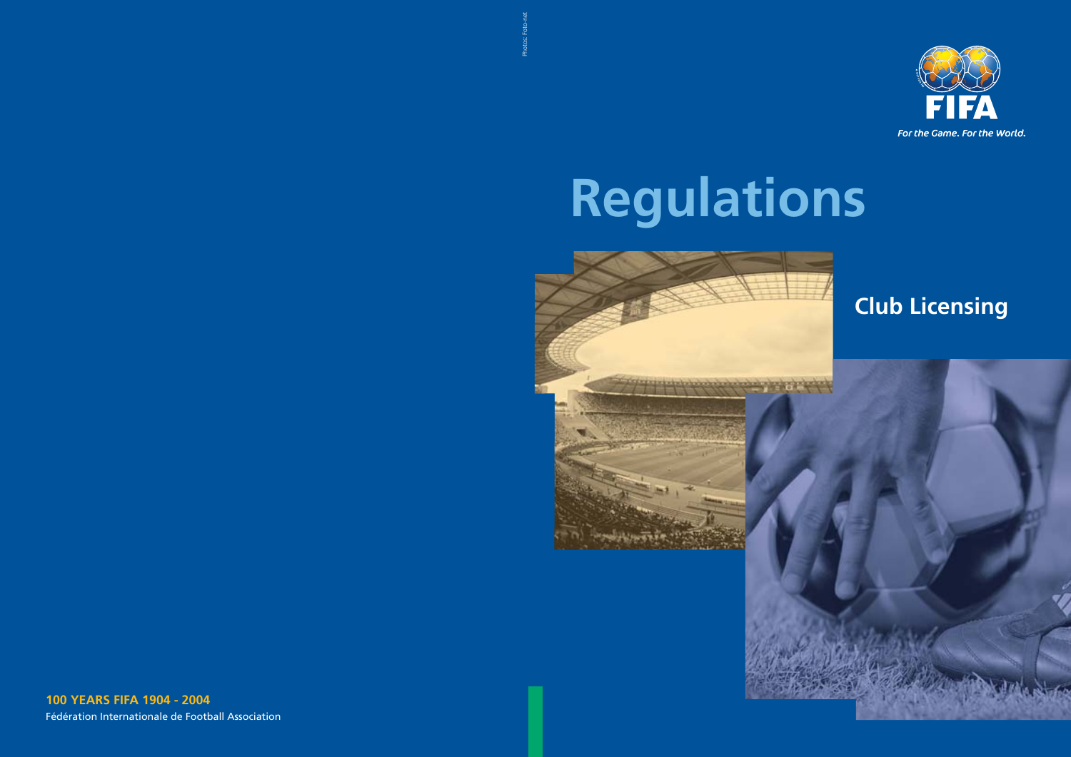FIFA

*For the Game. For the World.*

# Regulations

## Club Licensing

Photos: Foto-net

**100 YEARS FIFA 1904 - 2004**

Fédération Internationale de Football Association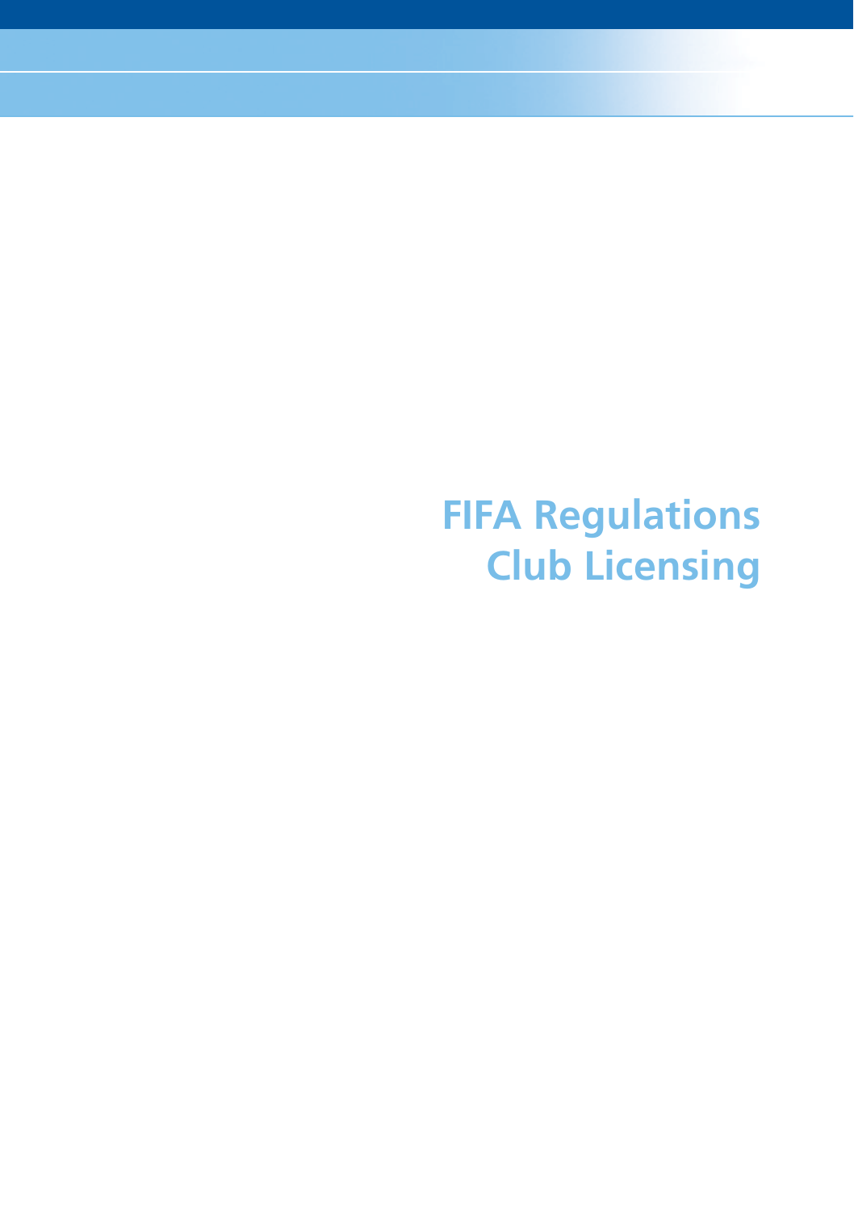# FIFA Regulations Club Licensing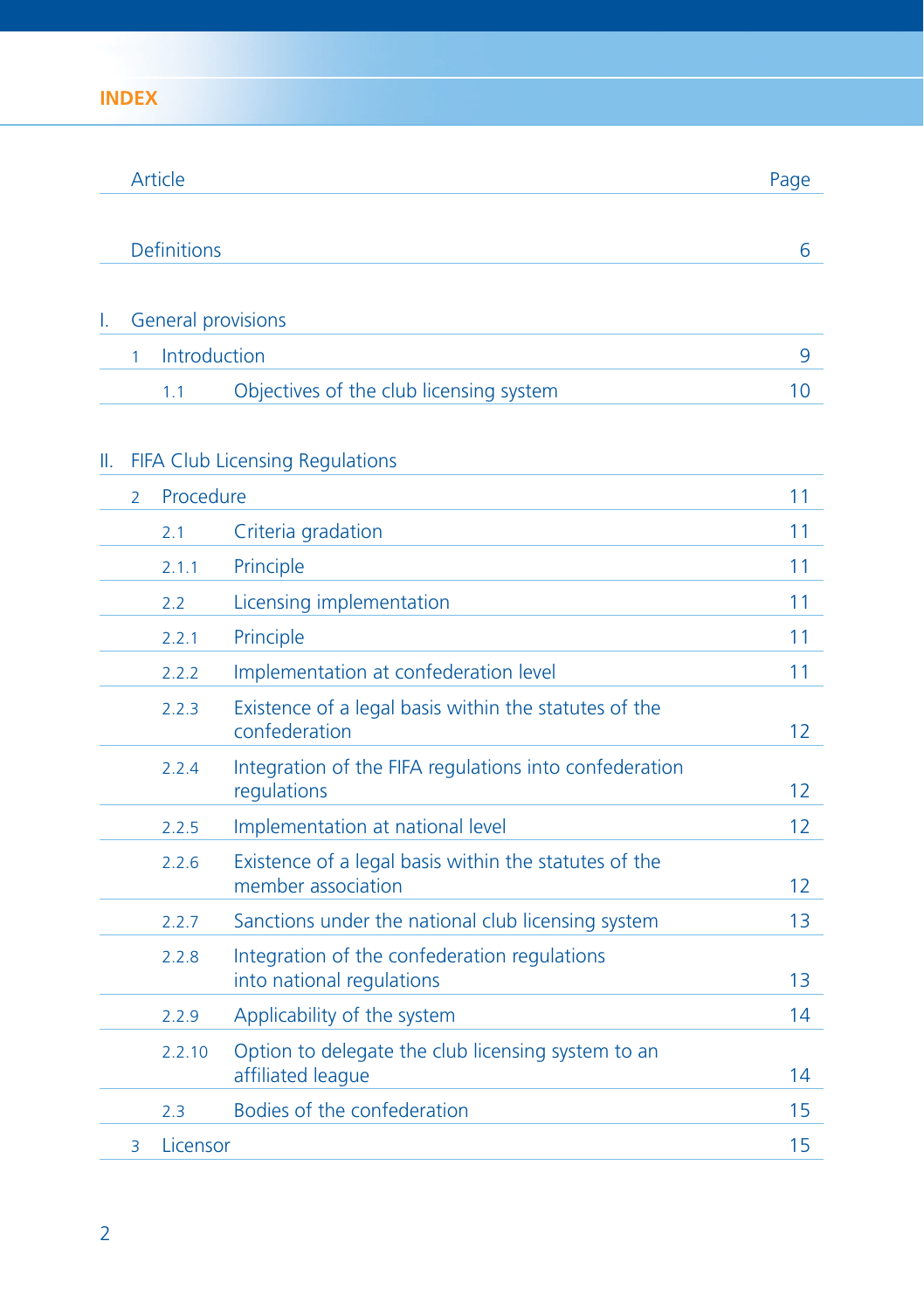# INDEX

| Article | | Page |
|---|---|---|
| Definitions | | 6 |
| **I. General provisions** | | |
| 1 | Introduction | 9 |
| 1.1 | Objectives of the club licensing system | 10 |
| **II. FIFA Club Licensing Regulations** | | |
| 2 | Procedure | 11 |
| 2.1 | Criteria gradation | 11 |
| 2.1.1 | Principle | 11 |
| 2.2 | Licensing implementation | 11 |
| 2.2.1 | Principle | 11 |
| 2.2.2 | Implementation at confederation level | 11 |
| 2.2.3 | Existence of a legal basis within the statutes of the confederation | 12 |
| 2.2.4 | Integration of the FIFA regulations into confederation regulations | 12 |
| 2.2.5 | Implementation at national level | 12 |
| 2.2.6 | Existence of a legal basis within the statutes of the member association | 12 |
| 2.2.7 | Sanctions under the national club licensing system | 13 |
| 2.2.8 | Integration of the confederation regulations into national regulations | 13 |
| 2.2.9 | Applicability of the system | 14 |
| 2.2.10 | Option to delegate the club licensing system to an affiliated league | 14 |
| 2.3 | Bodies of the confederation | 15 |
| 3 | Licensor | 15 |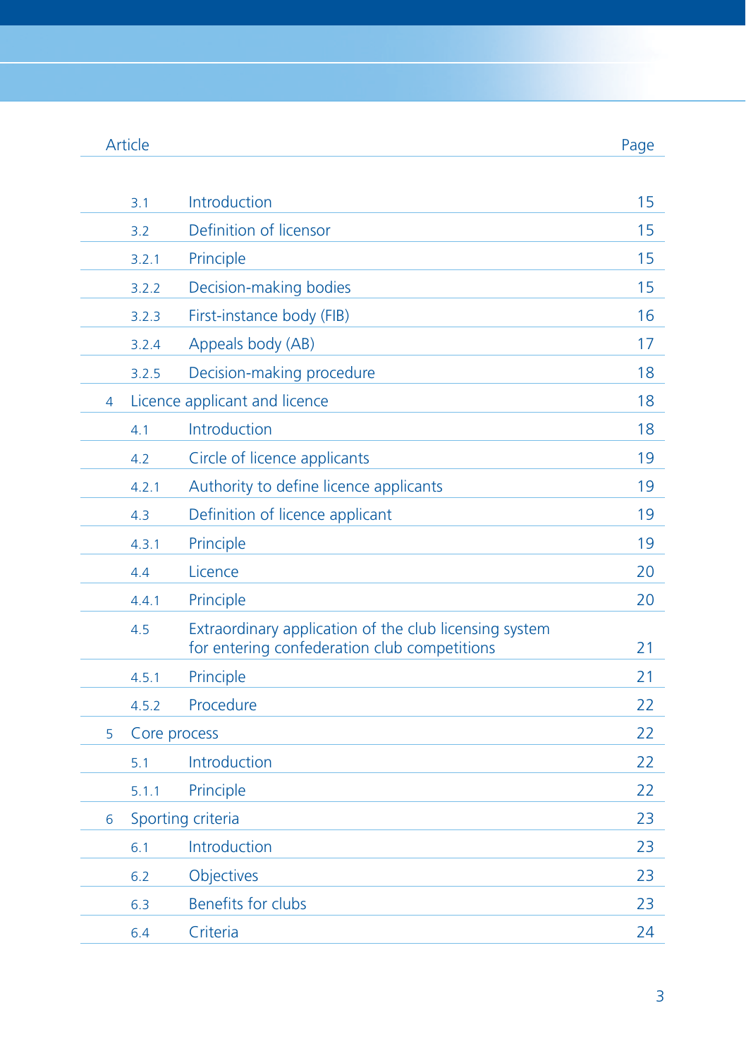| Article | | Page |
|---|---|---|
| 3.1 | Introduction | 15 |
| 3.2 | Definition of licensor | 15 |
| 3.2.1 | Principle | 15 |
| 3.2.2 | Decision-making bodies | 15 |
| 3.2.3 | First-instance body (FIB) | 16 |
| 3.2.4 | Appeals body (AB) | 17 |
| 3.2.5 | Decision-making procedure | 18 |
| 4 | Licence applicant and licence | 18 |
| 4.1 | Introduction | 18 |
| 4.2 | Circle of licence applicants | 19 |
| 4.2.1 | Authority to define licence applicants | 19 |
| 4.3 | Definition of licence applicant | 19 |
| 4.3.1 | Principle | 19 |
| 4.4 | Licence | 20 |
| 4.4.1 | Principle | 20 |
| 4.5 | Extraordinary application of the club licensing system for entering confederation club competitions | 21 |
| 4.5.1 | Principle | 21 |
| 4.5.2 | Procedure | 22 |
| 5 | Core process | 22 |
| 5.1 | Introduction | 22 |
| 5.1.1 | Principle | 22 |
| 6 | Sporting criteria | 23 |
| 6.1 | Introduction | 23 |
| 6.2 | Objectives | 23 |
| 6.3 | Benefits for clubs | 23 |
| 6.4 | Criteria | 24 |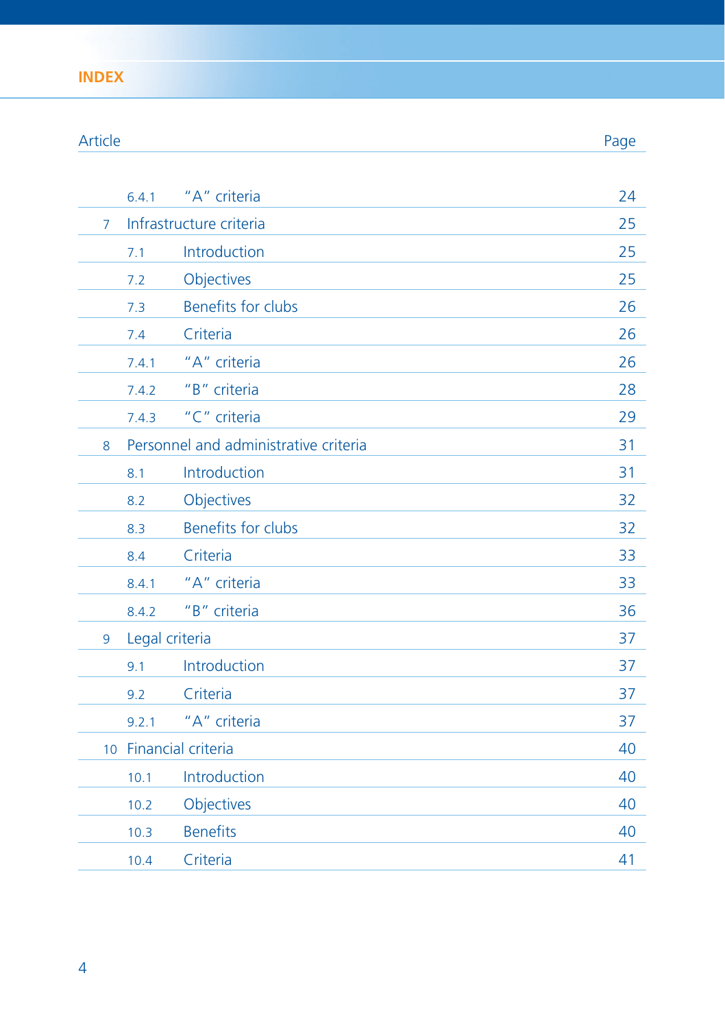## INDEX

| Article | | Page |
|---|---|---|
| 6.4.1 | "A" criteria | 24 |
| 7 | Infrastructure criteria | 25 |
| 7.1 | Introduction | 25 |
| 7.2 | Objectives | 25 |
| 7.3 | Benefits for clubs | 26 |
| 7.4 | Criteria | 26 |
| 7.4.1 | "A" criteria | 26 |
| 7.4.2 | "B" criteria | 28 |
| 7.4.3 | "C" criteria | 29 |
| 8 | Personnel and administrative criteria | 31 |
| 8.1 | Introduction | 31 |
| 8.2 | Objectives | 32 |
| 8.3 | Benefits for clubs | 32 |
| 8.4 | Criteria | 33 |
| 8.4.1 | "A" criteria | 33 |
| 8.4.2 | "B" criteria | 36 |
| 9 | Legal criteria | 37 |
| 9.1 | Introduction | 37 |
| 9.2 | Criteria | 37 |
| 9.2.1 | "A" criteria | 37 |
| 10 | Financial criteria | 40 |
| 10.1 | Introduction | 40 |
| 10.2 | Objectives | 40 |
| 10.3 | Benefits | 40 |
| 10.4 | Criteria | 41 |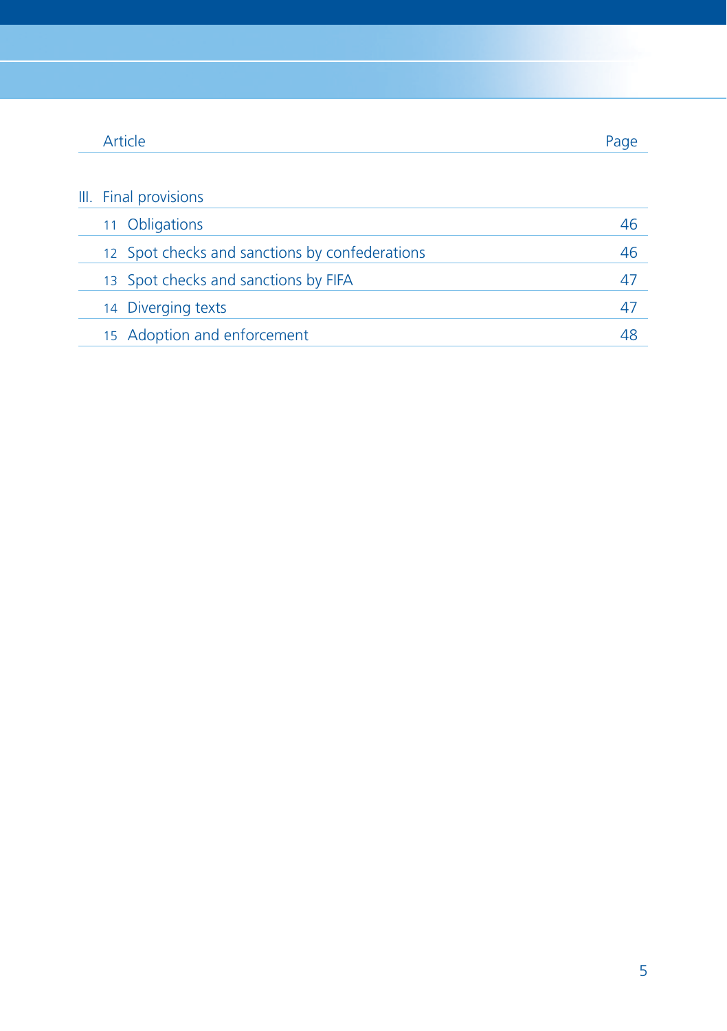| Article | Page |
|---|---|
| **III. Final provisions** | |
| 11 Obligations | 46 |
| 12 Spot checks and sanctions by confederations | 46 |
| 13 Spot checks and sanctions by FIFA | 47 |
| 14 Diverging texts | 47 |
| 15 Adoption and enforcement | 48 |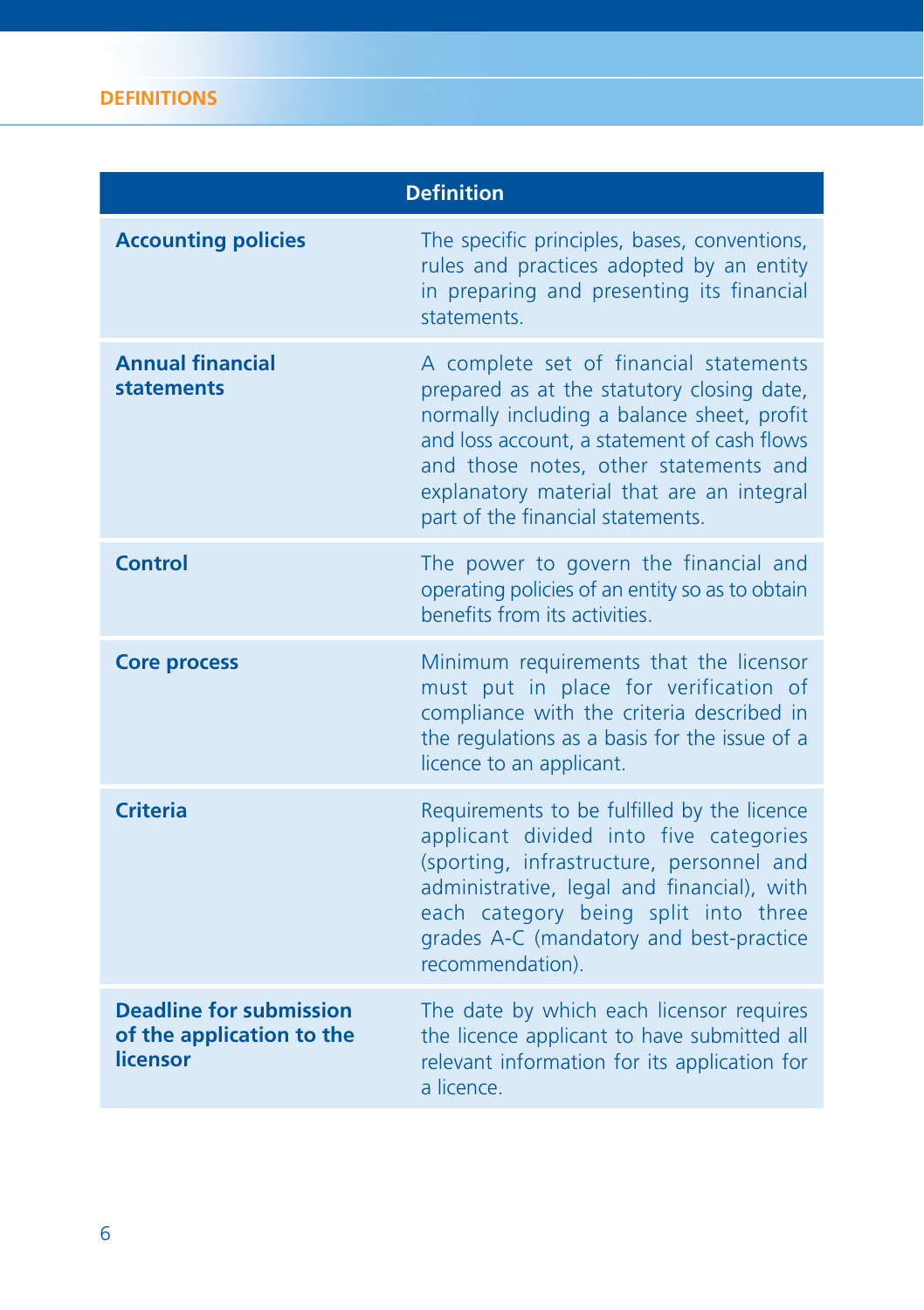# DEFINITIONS

| Definition | |
|---|---|
| **Accounting policies** | The specific principles, bases, conventions, rules and practices adopted by an entity in preparing and presenting its financial statements. |
| **Annual financial statements** | A complete set of financial statements prepared as at the statutory closing date, normally including a balance sheet, profit and loss account, a statement of cash flows and those notes, other statements and explanatory material that are an integral part of the financial statements. |
| **Control** | The power to govern the financial and operating policies of an entity so as to obtain benefits from its activities. |
| **Core process** | Minimum requirements that the licensor must put in place for verification of compliance with the criteria described in the regulations as a basis for the issue of a licence to an applicant. |
| **Criteria** | Requirements to be fulfilled by the licence applicant divided into five categories (sporting, infrastructure, personnel and administrative, legal and financial), with each category being split into three grades A-C (mandatory and best-practice recommendation). |
| **Deadline for submission of the application to the licensor** | The date by which each licensor requires the licence applicant to have submitted all relevant information for its application for a licence. |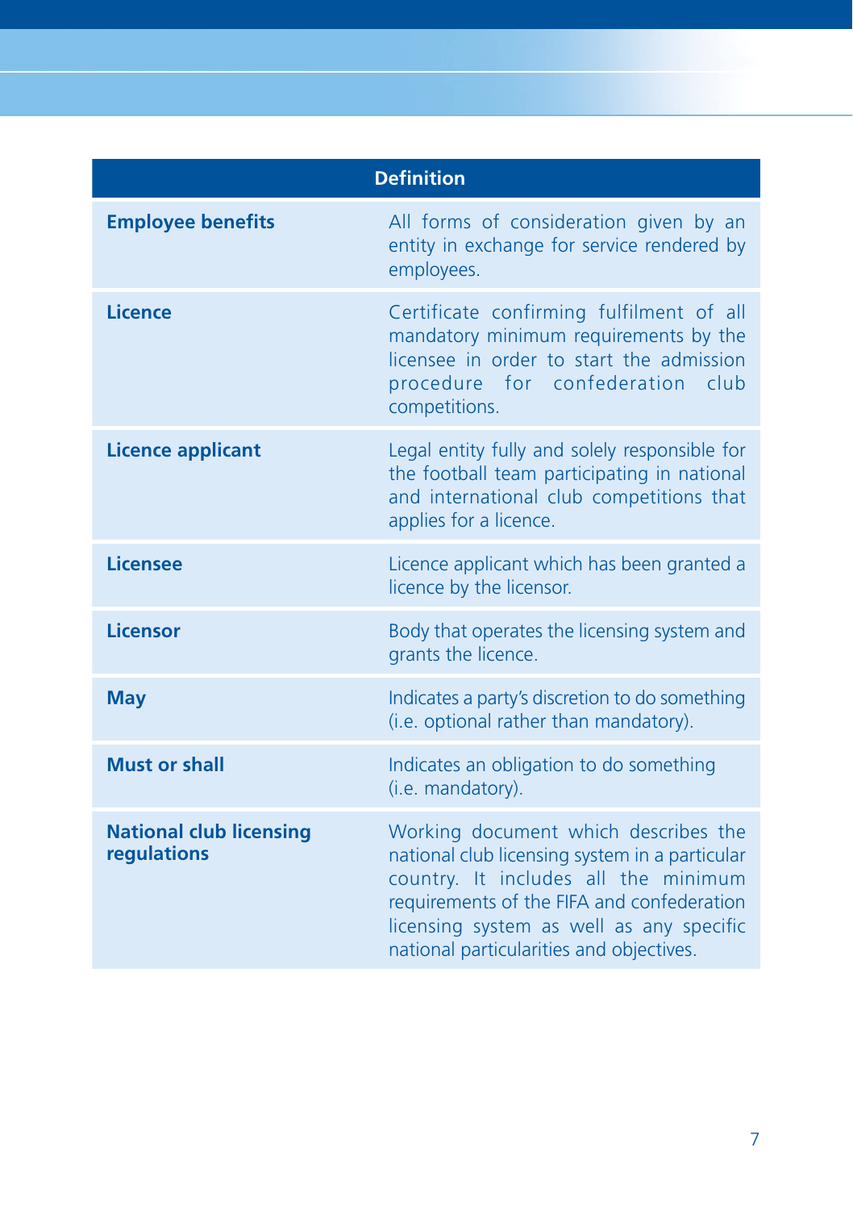| | Definition |
|---|---|
| **Employee benefits** | All forms of consideration given by an entity in exchange for service rendered by employees. |
| **Licence** | Certificate confirming fulfilment of all mandatory minimum requirements by the licensee in order to start the admission procedure for confederation club competitions. |
| **Licence applicant** | Legal entity fully and solely responsible for the football team participating in national and international club competitions that applies for a licence. |
| **Licensee** | Licence applicant which has been granted a licence by the licensor. |
| **Licensor** | Body that operates the licensing system and grants the licence. |
| **May** | Indicates a party's discretion to do something (i.e. optional rather than mandatory). |
| **Must or shall** | Indicates an obligation to do something (i.e. mandatory). |
| **National club licensing regulations** | Working document which describes the national club licensing system in a particular country. It includes all the minimum requirements of the FIFA and confederation licensing system as well as any specific national particularities and objectives. |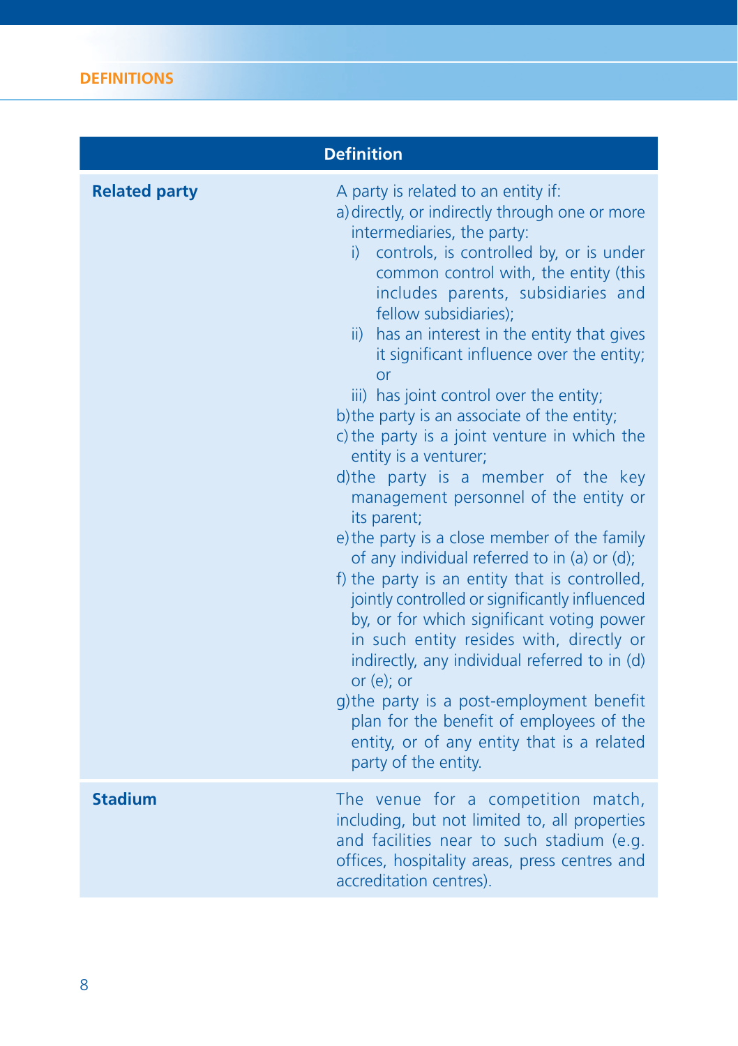| | Definition |
|---|---|
| **Related party** | A party is related to an entity if:<br>a) directly, or indirectly through one or more intermediaries, the party:<br>i) controls, is controlled by, or is under common control with, the entity (this includes parents, subsidiaries and fellow subsidiaries);<br>ii) has an interest in the entity that gives it significant influence over the entity; or<br>iii) has joint control over the entity;<br>b) the party is an associate of the entity;<br>c) the party is a joint venture in which the entity is a venturer;<br>d) the party is a member of the key management personnel of the entity or its parent;<br>e) the party is a close member of the family of any individual referred to in (a) or (d);<br>f) the party is an entity that is controlled, jointly controlled or significantly influenced by, or for which significant voting power in such entity resides with, directly or indirectly, any individual referred to in (d) or (e); or<br>g) the party is a post-employment benefit plan for the benefit of employees of the entity, or of any entity that is a related party of the entity. |
| **Stadium** | The venue for a competition match, including, but not limited to, all properties and facilities near to such stadium (e.g. offices, hospitality areas, press centres and accreditation centres). |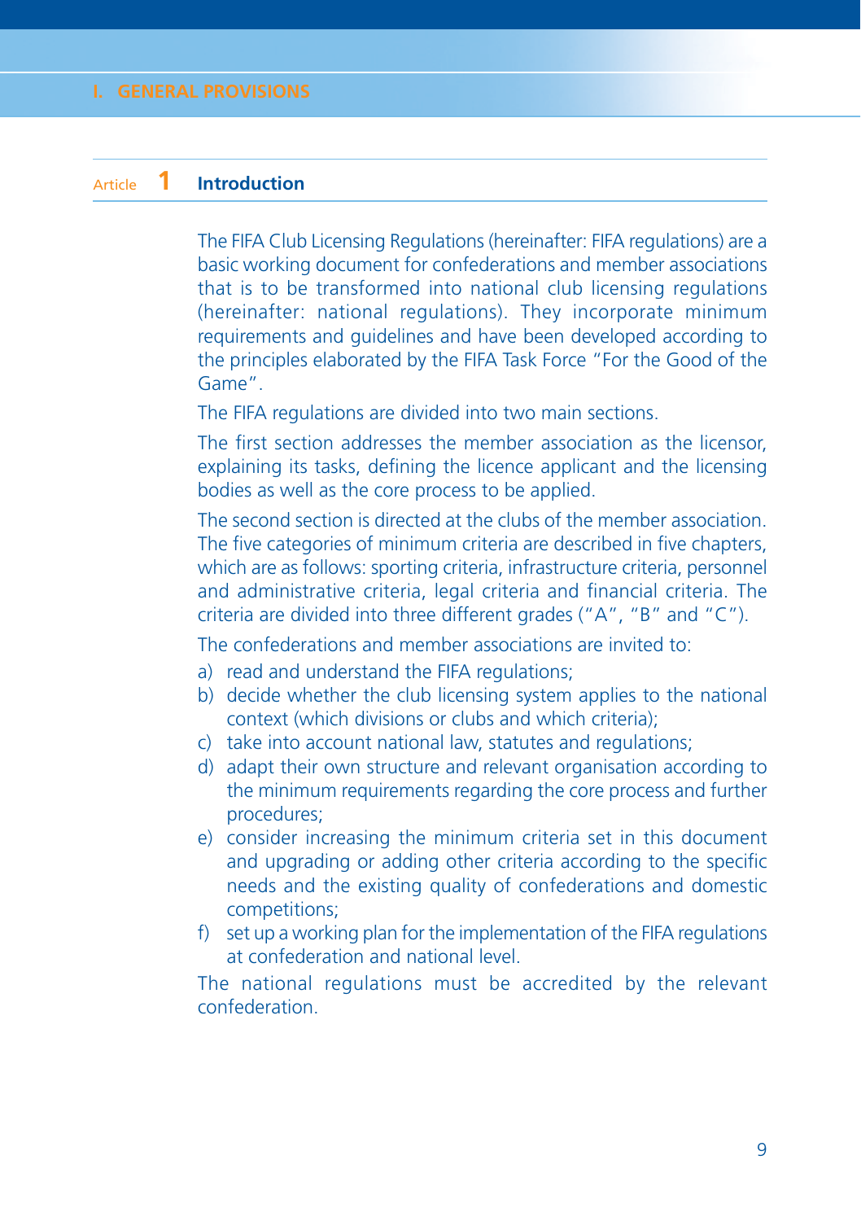# I. GENERAL PROVISIONS

## Article 1 Introduction

The FIFA Club Licensing Regulations (hereinafter: FIFA regulations) are a basic working document for confederations and member associations that is to be transformed into national club licensing regulations (hereinafter: national regulations). They incorporate minimum requirements and guidelines and have been developed according to the principles elaborated by the FIFA Task Force "For the Good of the Game".

The FIFA regulations are divided into two main sections.

The first section addresses the member association as the licensor, explaining its tasks, defining the licence applicant and the licensing bodies as well as the core process to be applied.

The second section is directed at the clubs of the member association. The five categories of minimum criteria are described in five chapters, which are as follows: sporting criteria, infrastructure criteria, personnel and administrative criteria, legal criteria and financial criteria. The criteria are divided into three different grades ("A", "B" and "C").

The confederations and member associations are invited to:

a) read and understand the FIFA regulations;
b) decide whether the club licensing system applies to the national context (which divisions or clubs and which criteria);
c) take into account national law, statutes and regulations;
d) adapt their own structure and relevant organisation according to the minimum requirements regarding the core process and further procedures;
e) consider increasing the minimum criteria set in this document and upgrading or adding other criteria according to the specific needs and the existing quality of confederations and domestic competitions;
f) set up a working plan for the implementation of the FIFA regulations at confederation and national level.

The national regulations must be accredited by the relevant confederation.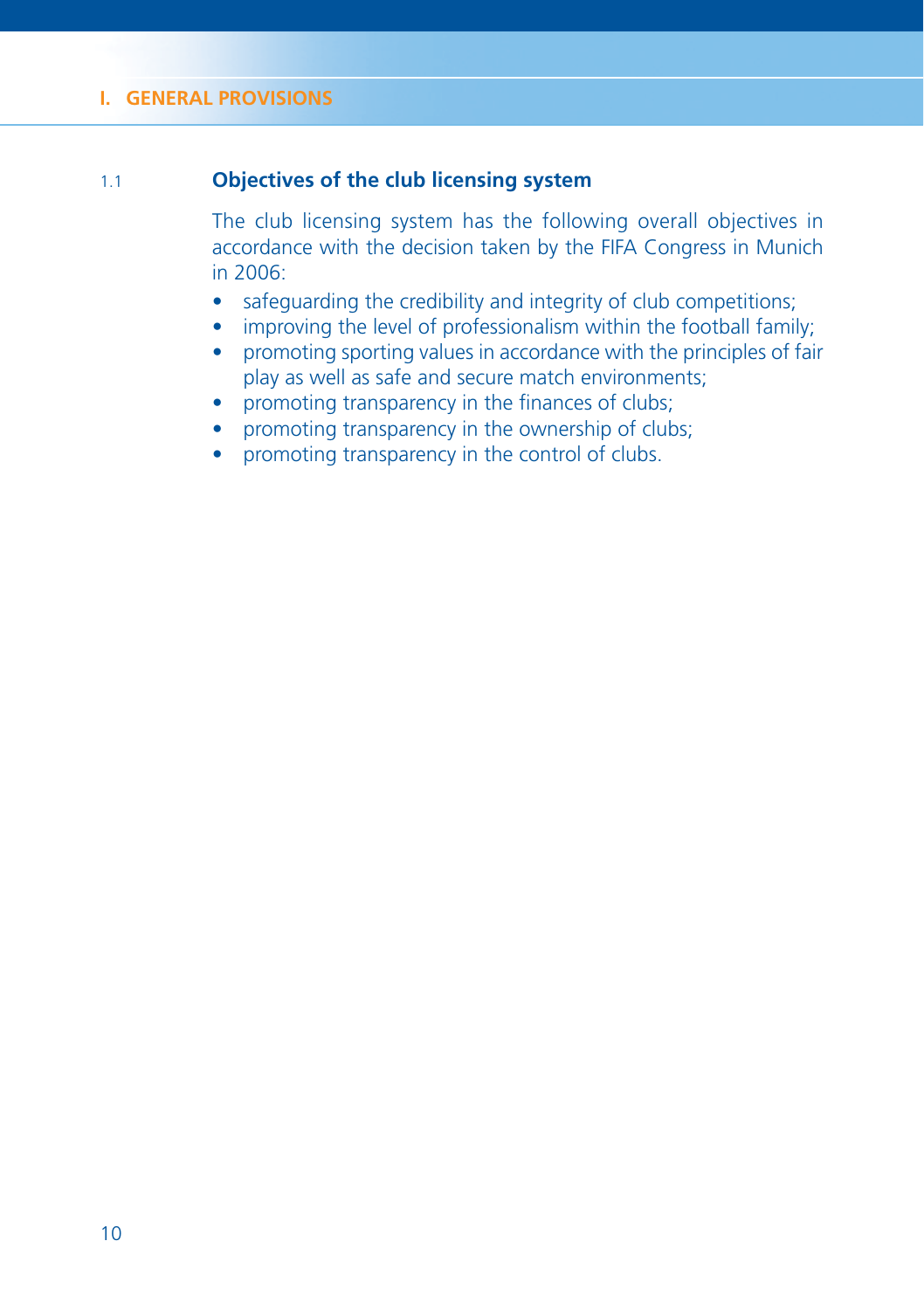# I. GENERAL PROVISIONS

## 1.1 Objectives of the club licensing system

The club licensing system has the following overall objectives in accordance with the decision taken by the FIFA Congress in Munich in 2006:

- safeguarding the credibility and integrity of club competitions;
- improving the level of professionalism within the football family;
- promoting sporting values in accordance with the principles of fair play as well as safe and secure match environments;
- promoting transparency in the finances of clubs;
- promoting transparency in the ownership of clubs;
- promoting transparency in the control of clubs.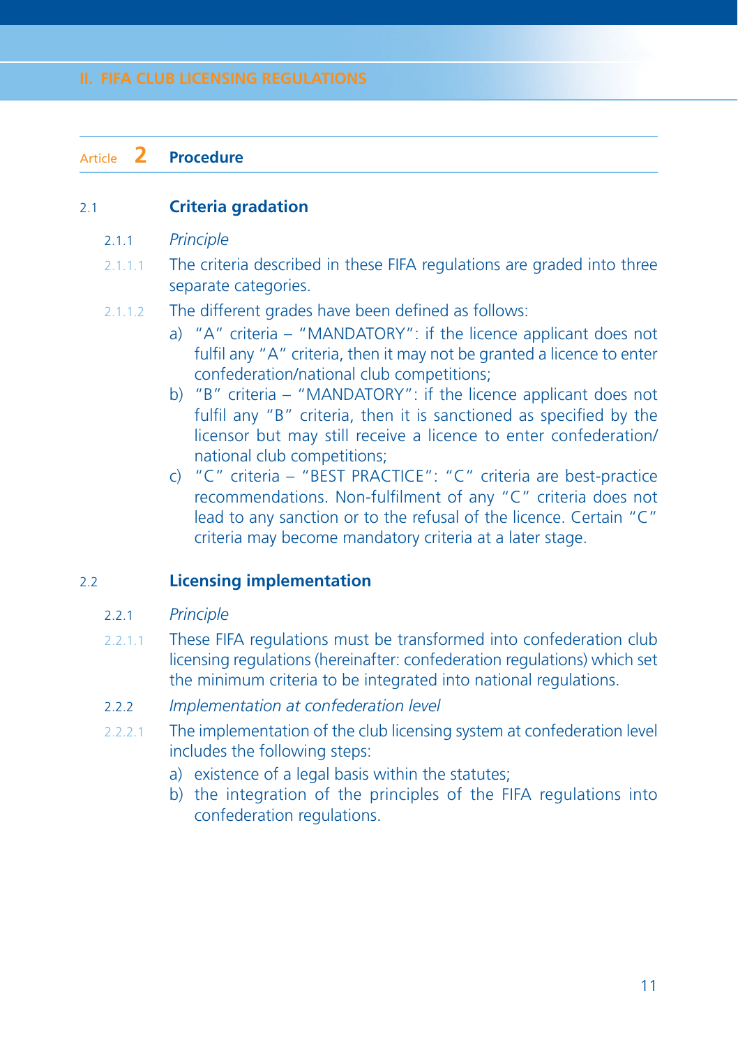## Article 2 Procedure

### 2.1 Criteria gradation

2.1.1 *Principle*

2.1.1.1 The criteria described in these FIFA regulations are graded into three separate categories.

2.1.1.2 The different grades have been defined as follows:

a) "A" criteria – "MANDATORY": if the licence applicant does not fulfil any "A" criteria, then it may not be granted a licence to enter confederation/national club competitions;

b) "B" criteria – "MANDATORY": if the licence applicant does not fulfil any "B" criteria, then it is sanctioned as specified by the licensor but may still receive a licence to enter confederation/national club competitions;

c) "C" criteria – "BEST PRACTICE": "C" criteria are best-practice recommendations. Non-fulfilment of any "C" criteria does not lead to any sanction or to the refusal of the licence. Certain "C" criteria may become mandatory criteria at a later stage.

### 2.2 Licensing implementation

2.2.1 *Principle*

2.2.1.1 These FIFA regulations must be transformed into confederation club licensing regulations (hereinafter: confederation regulations) which set the minimum criteria to be integrated into national regulations.

2.2.2 *Implementation at confederation level*

2.2.2.1 The implementation of the club licensing system at confederation level includes the following steps:

a) existence of a legal basis within the statutes;

b) the integration of the principles of the FIFA regulations into confederation regulations.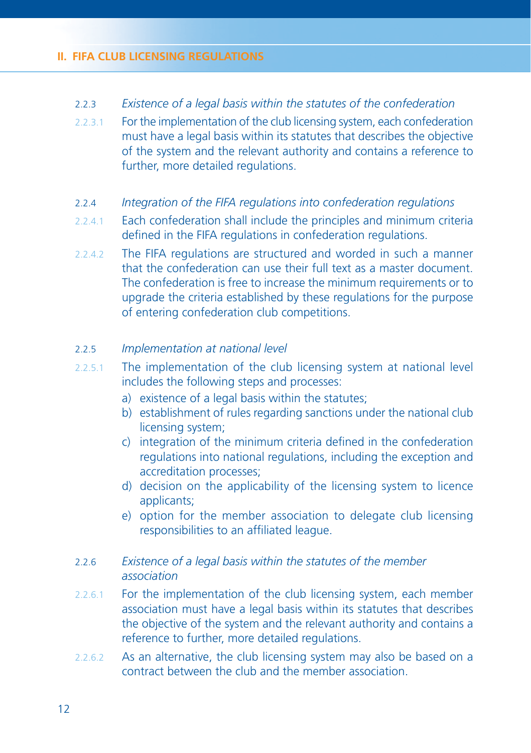2.2.3 *Existence of a legal basis within the statutes of the confederation*

2.2.3.1 For the implementation of the club licensing system, each confederation must have a legal basis within its statutes that describes the objective of the system and the relevant authority and contains a reference to further, more detailed regulations.

2.2.4 *Integration of the FIFA regulations into confederation regulations*

2.2.4.1 Each confederation shall include the principles and minimum criteria defined in the FIFA regulations in confederation regulations.

2.2.4.2 The FIFA regulations are structured and worded in such a manner that the confederation can use their full text as a master document. The confederation is free to increase the minimum requirements or to upgrade the criteria established by these regulations for the purpose of entering confederation club competitions.

2.2.5 *Implementation at national level*

2.2.5.1 The implementation of the club licensing system at national level includes the following steps and processes:

a) existence of a legal basis within the statutes;
b) establishment of rules regarding sanctions under the national club licensing system;
c) integration of the minimum criteria defined in the confederation regulations into national regulations, including the exception and accreditation processes;
d) decision on the applicability of the licensing system to licence applicants;
e) option for the member association to delegate club licensing responsibilities to an affiliated league.

2.2.6 *Existence of a legal basis within the statutes of the member association*

2.2.6.1 For the implementation of the club licensing system, each member association must have a legal basis within its statutes that describes the objective of the system and the relevant authority and contains a reference to further, more detailed regulations.

2.2.6.2 As an alternative, the club licensing system may also be based on a contract between the club and the member association.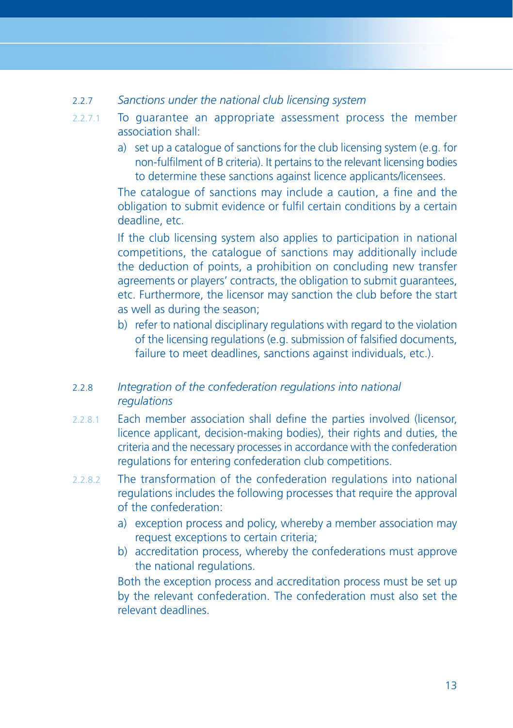### 2.2.7 *Sanctions under the national club licensing system*

2.2.7.1 To guarantee an appropriate assessment process the member association shall:

a) set up a catalogue of sanctions for the club licensing system (e.g. for non-fulfilment of B criteria). It pertains to the relevant licensing bodies to determine these sanctions against licence applicants/licensees.

The catalogue of sanctions may include a caution, a fine and the obligation to submit evidence or fulfil certain conditions by a certain deadline, etc.

If the club licensing system also applies to participation in national competitions, the catalogue of sanctions may additionally include the deduction of points, a prohibition on concluding new transfer agreements or players' contracts, the obligation to submit guarantees, etc. Furthermore, the licensor may sanction the club before the start as well as during the season;

b) refer to national disciplinary regulations with regard to the violation of the licensing regulations (e.g. submission of falsified documents, failure to meet deadlines, sanctions against individuals, etc.).

### 2.2.8 *Integration of the confederation regulations into national regulations*

2.2.8.1 Each member association shall define the parties involved (licensor, licence applicant, decision-making bodies), their rights and duties, the criteria and the necessary processes in accordance with the confederation regulations for entering confederation club competitions.

2.2.8.2 The transformation of the confederation regulations into national regulations includes the following processes that require the approval of the confederation:

a) exception process and policy, whereby a member association may request exceptions to certain criteria;

b) accreditation process, whereby the confederations must approve the national regulations.

Both the exception process and accreditation process must be set up by the relevant confederation. The confederation must also set the relevant deadlines.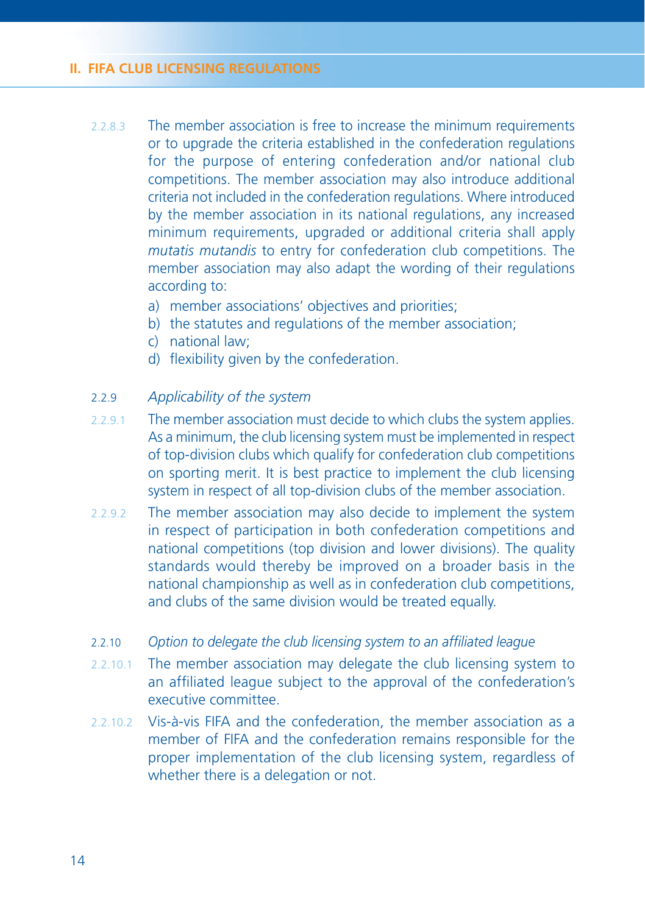2.2.8.3 The member association is free to increase the minimum requirements or to upgrade the criteria established in the confederation regulations for the purpose of entering confederation and/or national club competitions. The member association may also introduce additional criteria not included in the confederation regulations. Where introduced by the member association in its national regulations, any increased minimum requirements, upgraded or additional criteria shall apply *mutatis mutandis* to entry for confederation club competitions. The member association may also adapt the wording of their regulations according to:

a) member associations' objectives and priorities;
b) the statutes and regulations of the member association;
c) national law;
d) flexibility given by the confederation.

2.2.9 *Applicability of the system*

2.2.9.1 The member association must decide to which clubs the system applies. As a minimum, the club licensing system must be implemented in respect of top-division clubs which qualify for confederation club competitions on sporting merit. It is best practice to implement the club licensing system in respect of all top-division clubs of the member association.

2.2.9.2 The member association may also decide to implement the system in respect of participation in both confederation competitions and national competitions (top division and lower divisions). The quality standards would thereby be improved on a broader basis in the national championship as well as in confederation club competitions, and clubs of the same division would be treated equally.

2.2.10 *Option to delegate the club licensing system to an affiliated league*

2.2.10.1 The member association may delegate the club licensing system to an affiliated league subject to the approval of the confederation's executive committee.

2.2.10.2 Vis-à-vis FIFA and the confederation, the member association as a member of FIFA and the confederation remains responsible for the proper implementation of the club licensing system, regardless of whether there is a delegation or not.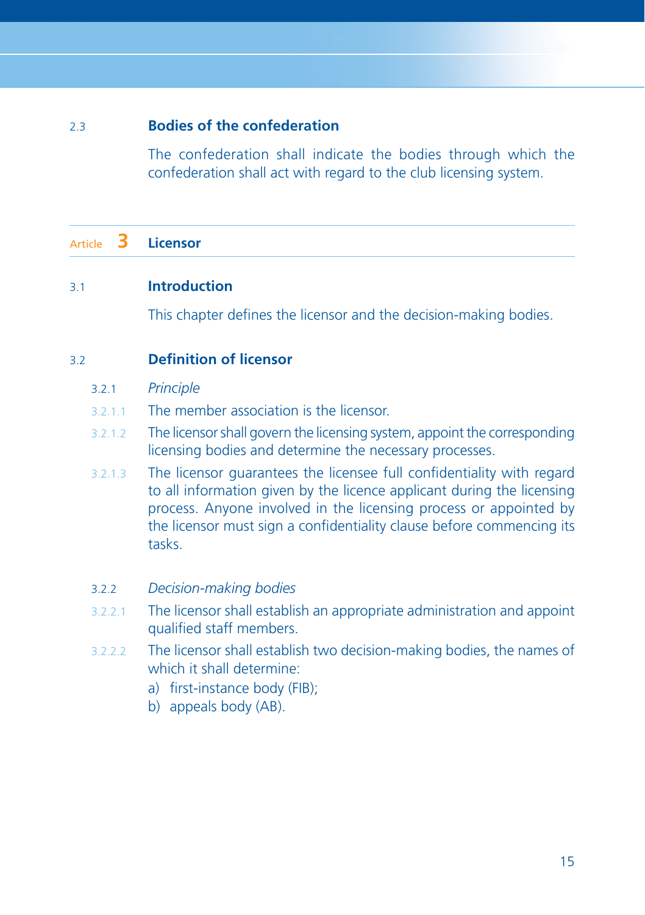### 2.3 Bodies of the confederation

The confederation shall indicate the bodies through which the confederation shall act with regard to the club licensing system.

## Article 3 Licensor

### 3.1 Introduction

This chapter defines the licensor and the decision-making bodies.

### 3.2 Definition of licensor

3.2.1 *Principle*

3.2.1.1 The member association is the licensor.

3.2.1.2 The licensor shall govern the licensing system, appoint the corresponding licensing bodies and determine the necessary processes.

3.2.1.3 The licensor guarantees the licensee full confidentiality with regard to all information given by the licence applicant during the licensing process. Anyone involved in the licensing process or appointed by the licensor must sign a confidentiality clause before commencing its tasks.

3.2.2 *Decision-making bodies*

3.2.2.1 The licensor shall establish an appropriate administration and appoint qualified staff members.

3.2.2.2 The licensor shall establish two decision-making bodies, the names of which it shall determine:

a) first-instance body (FIB);
b) appeals body (AB).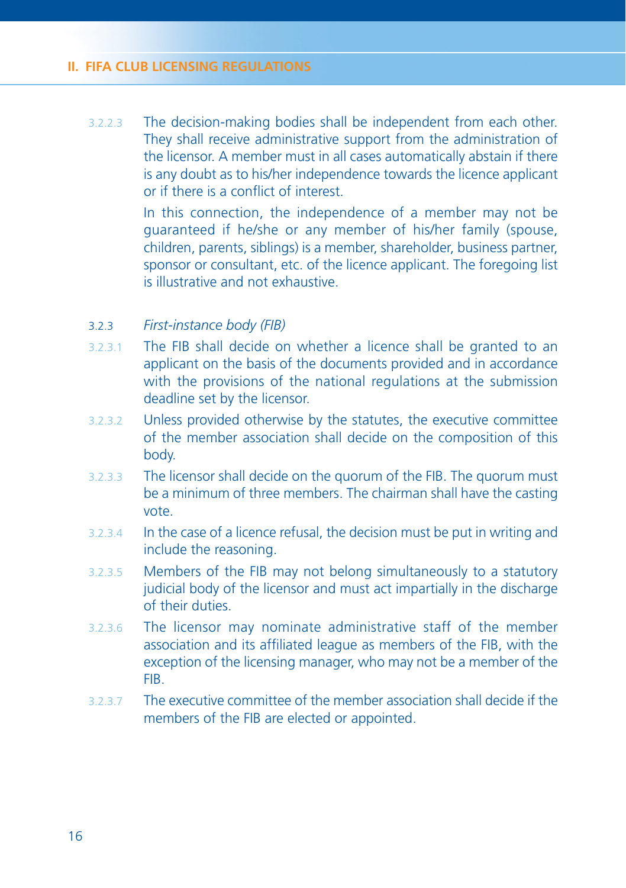3.2.2.3 The decision-making bodies shall be independent from each other. They shall receive administrative support from the administration of the licensor. A member must in all cases automatically abstain if there is any doubt as to his/her independence towards the licence applicant or if there is a conflict of interest.

In this connection, the independence of a member may not be guaranteed if he/she or any member of his/her family (spouse, children, parents, siblings) is a member, shareholder, business partner, sponsor or consultant, etc. of the licence applicant. The foregoing list is illustrative and not exhaustive.

3.2.3 *First-instance body (FIB)*

3.2.3.1 The FIB shall decide on whether a licence shall be granted to an applicant on the basis of the documents provided and in accordance with the provisions of the national regulations at the submission deadline set by the licensor.

3.2.3.2 Unless provided otherwise by the statutes, the executive committee of the member association shall decide on the composition of this body.

3.2.3.3 The licensor shall decide on the quorum of the FIB. The quorum must be a minimum of three members. The chairman shall have the casting vote.

3.2.3.4 In the case of a licence refusal, the decision must be put in writing and include the reasoning.

3.2.3.5 Members of the FIB may not belong simultaneously to a statutory judicial body of the licensor and must act impartially in the discharge of their duties.

3.2.3.6 The licensor may nominate administrative staff of the member association and its affiliated league as members of the FIB, with the exception of the licensing manager, who may not be a member of the FIB.

3.2.3.7 The executive committee of the member association shall decide if the members of the FIB are elected or appointed.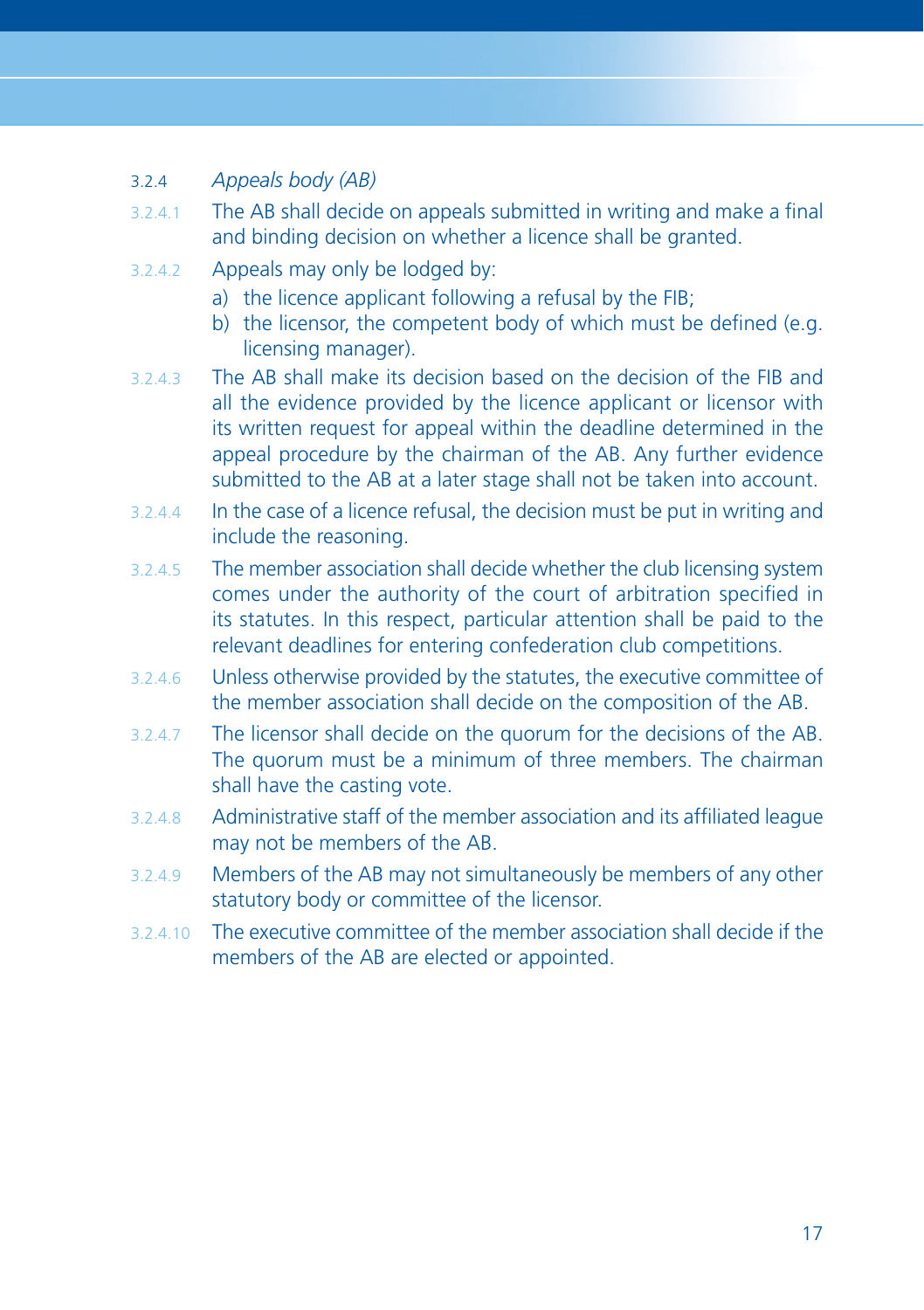### 3.2.4 *Appeals body (AB)*

3.2.4.1 The AB shall decide on appeals submitted in writing and make a final and binding decision on whether a licence shall be granted.

3.2.4.2 Appeals may only be lodged by:

a) the licence applicant following a refusal by the FIB;
b) the licensor, the competent body of which must be defined (e.g. licensing manager).

3.2.4.3 The AB shall make its decision based on the decision of the FIB and all the evidence provided by the licence applicant or licensor with its written request for appeal within the deadline determined in the appeal procedure by the chairman of the AB. Any further evidence submitted to the AB at a later stage shall not be taken into account.

3.2.4.4 In the case of a licence refusal, the decision must be put in writing and include the reasoning.

3.2.4.5 The member association shall decide whether the club licensing system comes under the authority of the court of arbitration specified in its statutes. In this respect, particular attention shall be paid to the relevant deadlines for entering confederation club competitions.

3.2.4.6 Unless otherwise provided by the statutes, the executive committee of the member association shall decide on the composition of the AB.

3.2.4.7 The licensor shall decide on the quorum for the decisions of the AB. The quorum must be a minimum of three members. The chairman shall have the casting vote.

3.2.4.8 Administrative staff of the member association and its affiliated league may not be members of the AB.

3.2.4.9 Members of the AB may not simultaneously be members of any other statutory body or committee of the licensor.

3.2.4.10 The executive committee of the member association shall decide if the members of the AB are elected or appointed.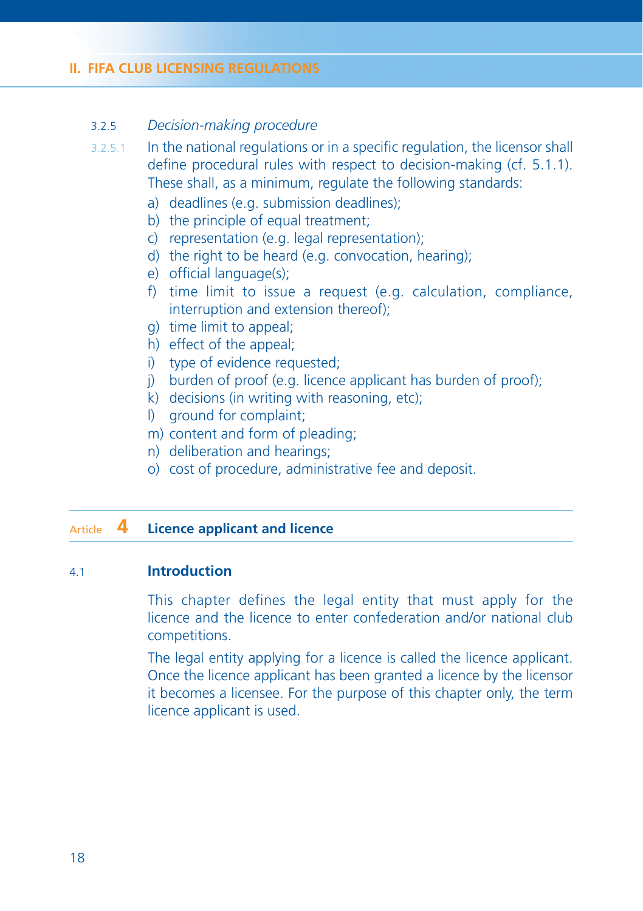3.2.5 *Decision-making procedure*

3.2.5.1 In the national regulations or in a specific regulation, the licensor shall define procedural rules with respect to decision-making (cf. 5.1.1). These shall, as a minimum, regulate the following standards:

a) deadlines (e.g. submission deadlines);
b) the principle of equal treatment;
c) representation (e.g. legal representation);
d) the right to be heard (e.g. convocation, hearing);
e) official language(s);
f) time limit to issue a request (e.g. calculation, compliance, interruption and extension thereof);
g) time limit to appeal;
h) effect of the appeal;
i) type of evidence requested;
j) burden of proof (e.g. licence applicant has burden of proof);
k) decisions (in writing with reasoning, etc);
l) ground for complaint;
m) content and form of pleading;
n) deliberation and hearings;
o) cost of procedure, administrative fee and deposit.

## Article 4 Licence applicant and licence

### 4.1 Introduction

This chapter defines the legal entity that must apply for the licence and the licence to enter confederation and/or national club competitions.

The legal entity applying for a licence is called the licence applicant. Once the licence applicant has been granted a licence by the licensor it becomes a licensee. For the purpose of this chapter only, the term licence applicant is used.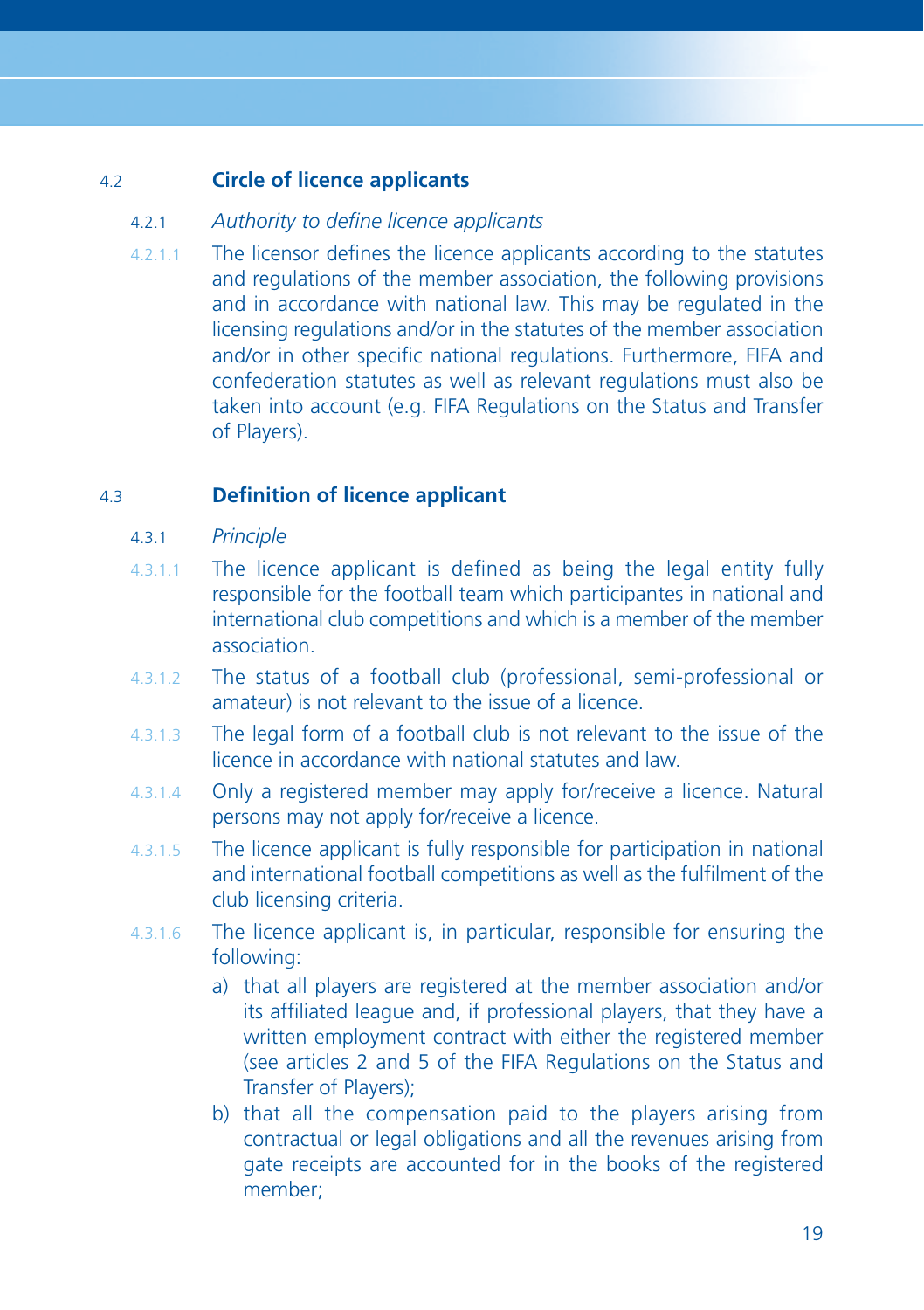## 4.2 Circle of licence applicants

### 4.2.1 *Authority to define licence applicants*

4.2.1.1 The licensor defines the licence applicants according to the statutes and regulations of the member association, the following provisions and in accordance with national law. This may be regulated in the licensing regulations and/or in the statutes of the member association and/or in other specific national regulations. Furthermore, FIFA and confederation statutes as well as relevant regulations must also be taken into account (e.g. FIFA Regulations on the Status and Transfer of Players).

## 4.3 Definition of licence applicant

### 4.3.1 *Principle*

4.3.1.1 The licence applicant is defined as being the legal entity fully responsible for the football team which participantes in national and international club competitions and which is a member of the member association.

4.3.1.2 The status of a football club (professional, semi-professional or amateur) is not relevant to the issue of a licence.

4.3.1.3 The legal form of a football club is not relevant to the issue of the licence in accordance with national statutes and law.

4.3.1.4 Only a registered member may apply for/receive a licence. Natural persons may not apply for/receive a licence.

4.3.1.5 The licence applicant is fully responsible for participation in national and international football competitions as well as the fulfilment of the club licensing criteria.

4.3.1.6 The licence applicant is, in particular, responsible for ensuring the following:

a) that all players are registered at the member association and/or its affiliated league and, if professional players, that they have a written employment contract with either the registered member (see articles 2 and 5 of the FIFA Regulations on the Status and Transfer of Players);

b) that all the compensation paid to the players arising from contractual or legal obligations and all the revenues arising from gate receipts are accounted for in the books of the registered member;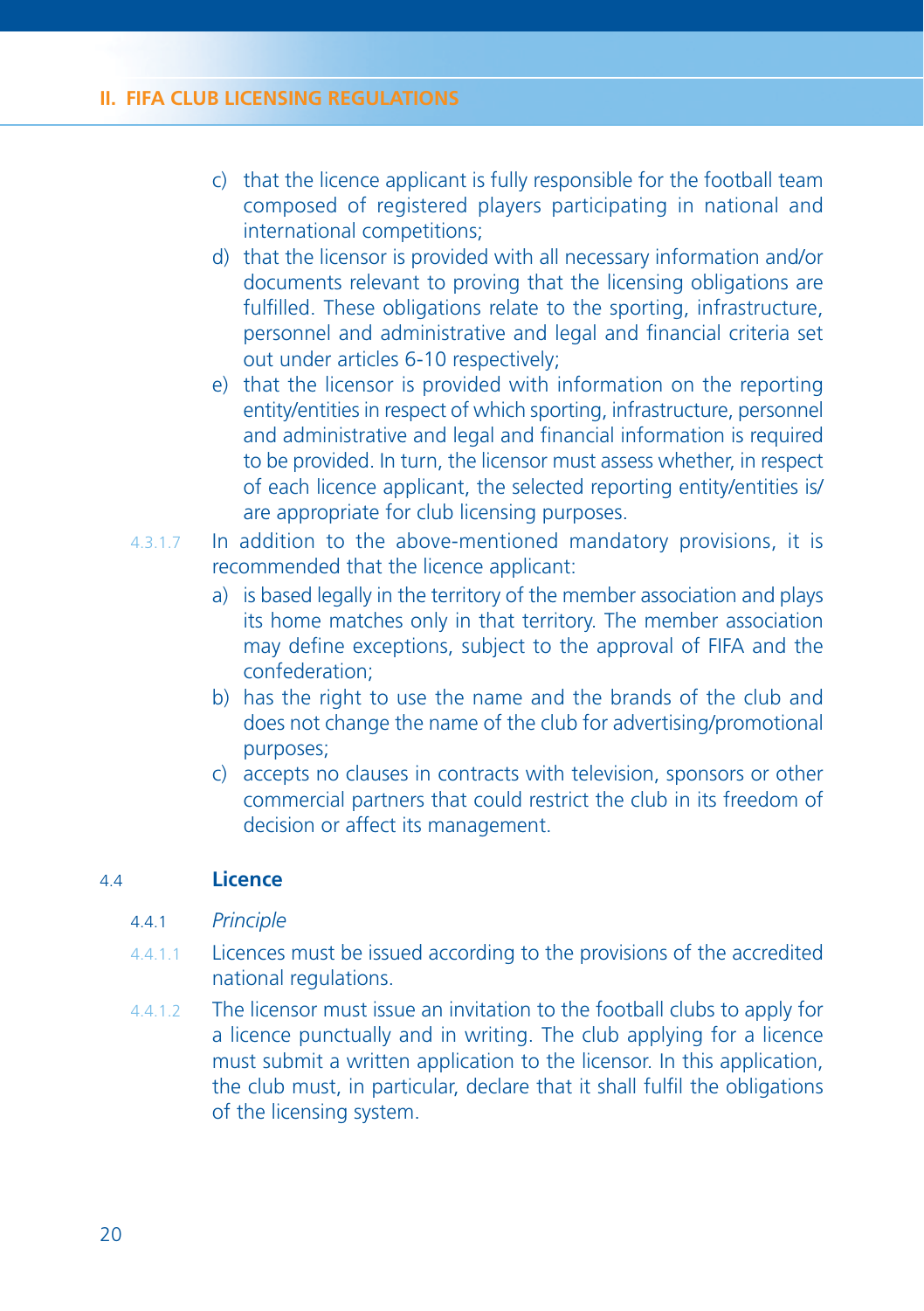c) that the licence applicant is fully responsible for the football team composed of registered players participating in national and international competitions;

d) that the licensor is provided with all necessary information and/or documents relevant to proving that the licensing obligations are fulfilled. These obligations relate to the sporting, infrastructure, personnel and administrative and legal and financial criteria set out under articles 6-10 respectively;

e) that the licensor is provided with information on the reporting entity/entities in respect of which sporting, infrastructure, personnel and administrative and legal and financial information is required to be provided. In turn, the licensor must assess whether, in respect of each licence applicant, the selected reporting entity/entities is/are appropriate for club licensing purposes.

4.3.1.7 In addition to the above-mentioned mandatory provisions, it is recommended that the licence applicant:

a) is based legally in the territory of the member association and plays its home matches only in that territory. The member association may define exceptions, subject to the approval of FIFA and the confederation;

b) has the right to use the name and the brands of the club and does not change the name of the club for advertising/promotional purposes;

c) accepts no clauses in contracts with television, sponsors or other commercial partners that could restrict the club in its freedom of decision or affect its management.

## 4.4 Licence

### 4.4.1 *Principle*

4.4.1.1 Licences must be issued according to the provisions of the accredited national regulations.

4.4.1.2 The licensor must issue an invitation to the football clubs to apply for a licence punctually and in writing. The club applying for a licence must submit a written application to the licensor. In this application, the club must, in particular, declare that it shall fulfil the obligations of the licensing system.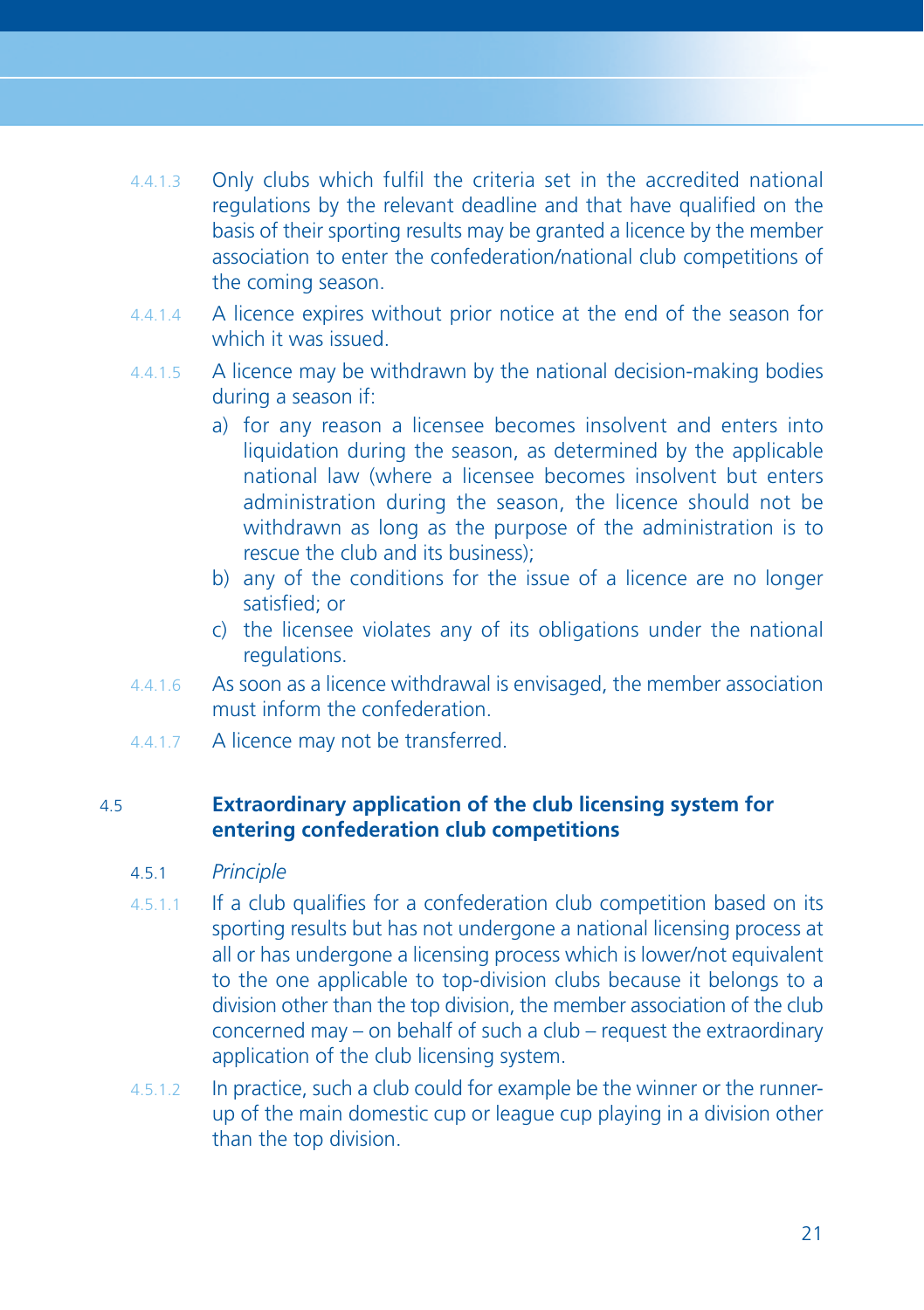4.4.1.3 Only clubs which fulfil the criteria set in the accredited national regulations by the relevant deadline and that have qualified on the basis of their sporting results may be granted a licence by the member association to enter the confederation/national club competitions of the coming season.

4.4.1.4 A licence expires without prior notice at the end of the season for which it was issued.

4.4.1.5 A licence may be withdrawn by the national decision-making bodies during a season if:

a) for any reason a licensee becomes insolvent and enters into liquidation during the season, as determined by the applicable national law (where a licensee becomes insolvent but enters administration during the season, the licence should not be withdrawn as long as the purpose of the administration is to rescue the club and its business);
b) any of the conditions for the issue of a licence are no longer satisfied; or
c) the licensee violates any of its obligations under the national regulations.

4.4.1.6 As soon as a licence withdrawal is envisaged, the member association must inform the confederation.

4.4.1.7 A licence may not be transferred.

## 4.5 Extraordinary application of the club licensing system for entering confederation club competitions

4.5.1 *Principle*

4.5.1.1 If a club qualifies for a confederation club competition based on its sporting results but has not undergone a national licensing process at all or has undergone a licensing process which is lower/not equivalent to the one applicable to top-division clubs because it belongs to a division other than the top division, the member association of the club concerned may – on behalf of such a club – request the extraordinary application of the club licensing system.

4.5.1.2 In practice, such a club could for example be the winner or the runner-up of the main domestic cup or league cup playing in a division other than the top division.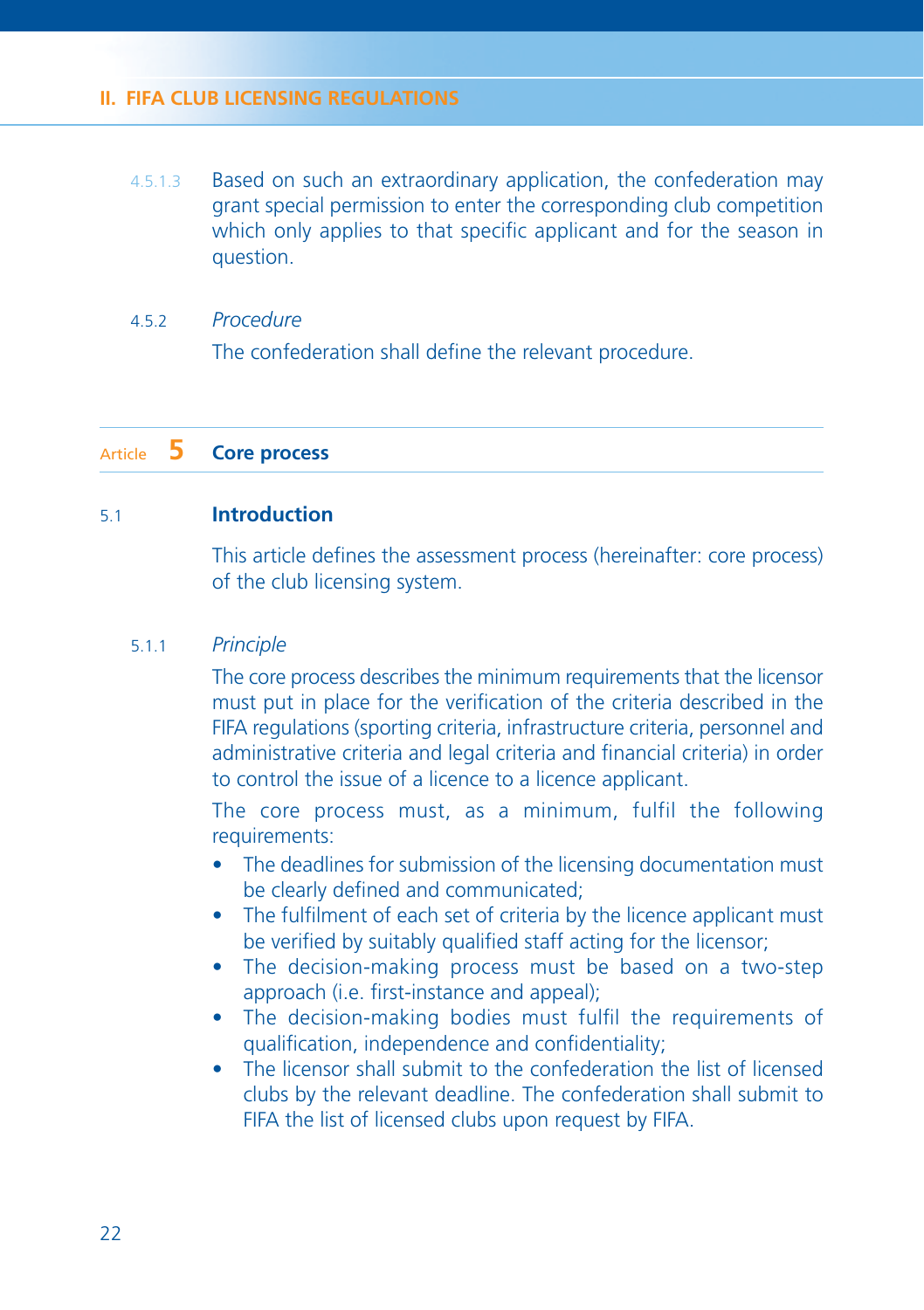4.5.1.3 Based on such an extraordinary application, the confederation may grant special permission to enter the corresponding club competition which only applies to that specific applicant and for the season in question.

4.5.2 *Procedure*

The confederation shall define the relevant procedure.

## Article 5 Core process

### 5.1 Introduction

This article defines the assessment process (hereinafter: core process) of the club licensing system.

5.1.1 *Principle*

The core process describes the minimum requirements that the licensor must put in place for the verification of the criteria described in the FIFA regulations (sporting criteria, infrastructure criteria, personnel and administrative criteria and legal criteria and financial criteria) in order to control the issue of a licence to a licence applicant.

The core process must, as a minimum, fulfil the following requirements:

- The deadlines for submission of the licensing documentation must be clearly defined and communicated;
- The fulfilment of each set of criteria by the licence applicant must be verified by suitably qualified staff acting for the licensor;
- The decision-making process must be based on a two-step approach (i.e. first-instance and appeal);
- The decision-making bodies must fulfil the requirements of qualification, independence and confidentiality;
- The licensor shall submit to the confederation the list of licensed clubs by the relevant deadline. The confederation shall submit to FIFA the list of licensed clubs upon request by FIFA.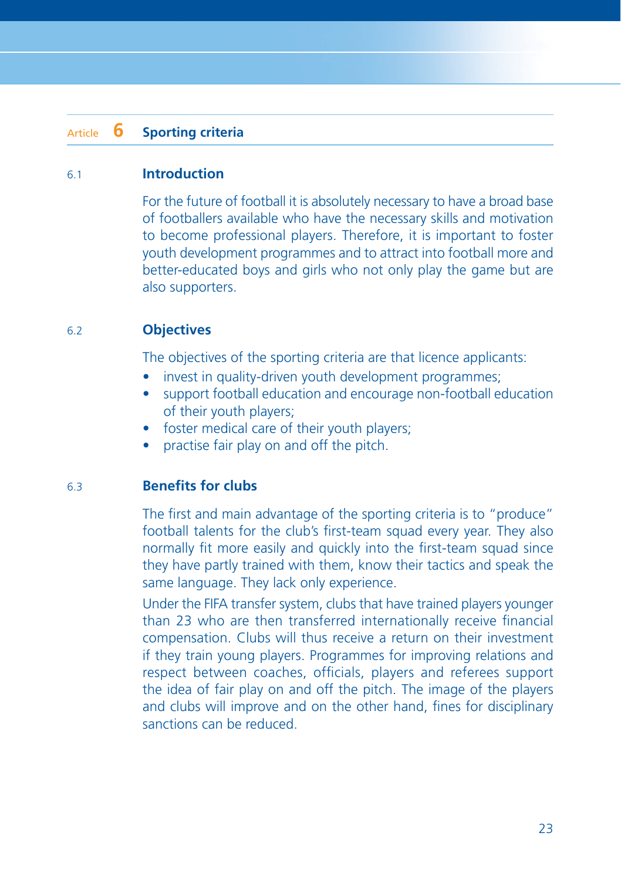## Article 6 Sporting criteria

### 6.1 Introduction

For the future of football it is absolutely necessary to have a broad base of footballers available who have the necessary skills and motivation to become professional players. Therefore, it is important to foster youth development programmes and to attract into football more and better-educated boys and girls who not only play the game but are also supporters.

### 6.2 Objectives

The objectives of the sporting criteria are that licence applicants:

- invest in quality-driven youth development programmes;
- support football education and encourage non-football education of their youth players;
- foster medical care of their youth players;
- practise fair play on and off the pitch.

### 6.3 Benefits for clubs

The first and main advantage of the sporting criteria is to "produce" football talents for the club's first-team squad every year. They also normally fit more easily and quickly into the first-team squad since they have partly trained with them, know their tactics and speak the same language. They lack only experience.

Under the FIFA transfer system, clubs that have trained players younger than 23 who are then transferred internationally receive financial compensation. Clubs will thus receive a return on their investment if they train young players. Programmes for improving relations and respect between coaches, officials, players and referees support the idea of fair play on and off the pitch. The image of the players and clubs will improve and on the other hand, fines for disciplinary sanctions can be reduced.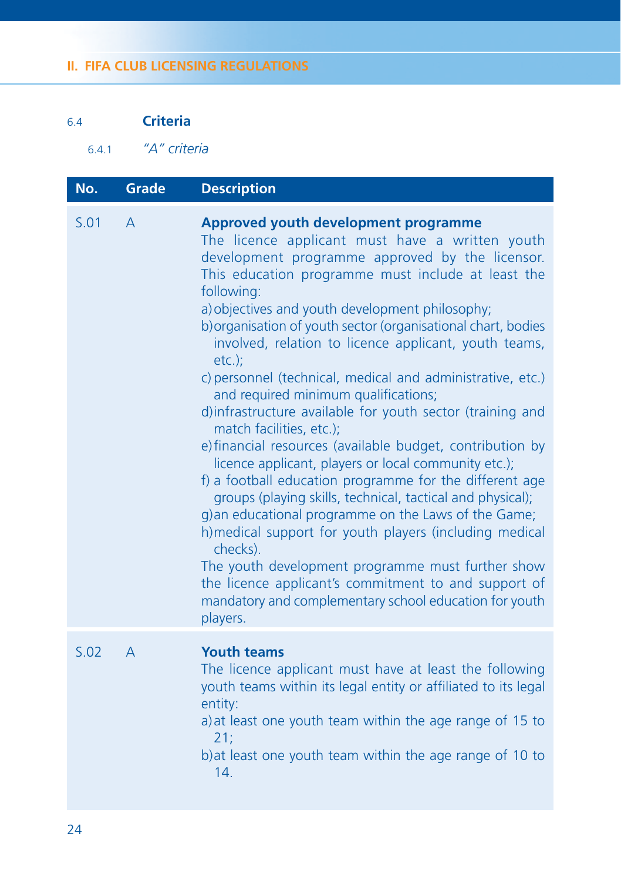## 6.4 Criteria

### 6.4.1 *"A" criteria*

| No. | Grade | Description |
|---|---|---|
| S.01 | A | **Approved youth development programme**<br>The licence applicant must have a written youth development programme approved by the licensor. This education programme must include at least the following:<br>a) objectives and youth development philosophy;<br>b) organisation of youth sector (organisational chart, bodies involved, relation to licence applicant, youth teams, etc.);<br>c) personnel (technical, medical and administrative, etc.) and required minimum qualifications;<br>d) infrastructure available for youth sector (training and match facilities, etc.);<br>e) financial resources (available budget, contribution by licence applicant, players or local community etc.);<br>f) a football education programme for the different age groups (playing skills, technical, tactical and physical);<br>g) an educational programme on the Laws of the Game;<br>h) medical support for youth players (including medical checks).<br>The youth development programme must further show the licence applicant's commitment to and support of mandatory and complementary school education for youth players. |
| S.02 | A | **Youth teams**<br>The licence applicant must have at least the following youth teams within its legal entity or affiliated to its legal entity:<br>a) at least one youth team within the age range of 15 to 21;<br>b) at least one youth team within the age range of 10 to 14. |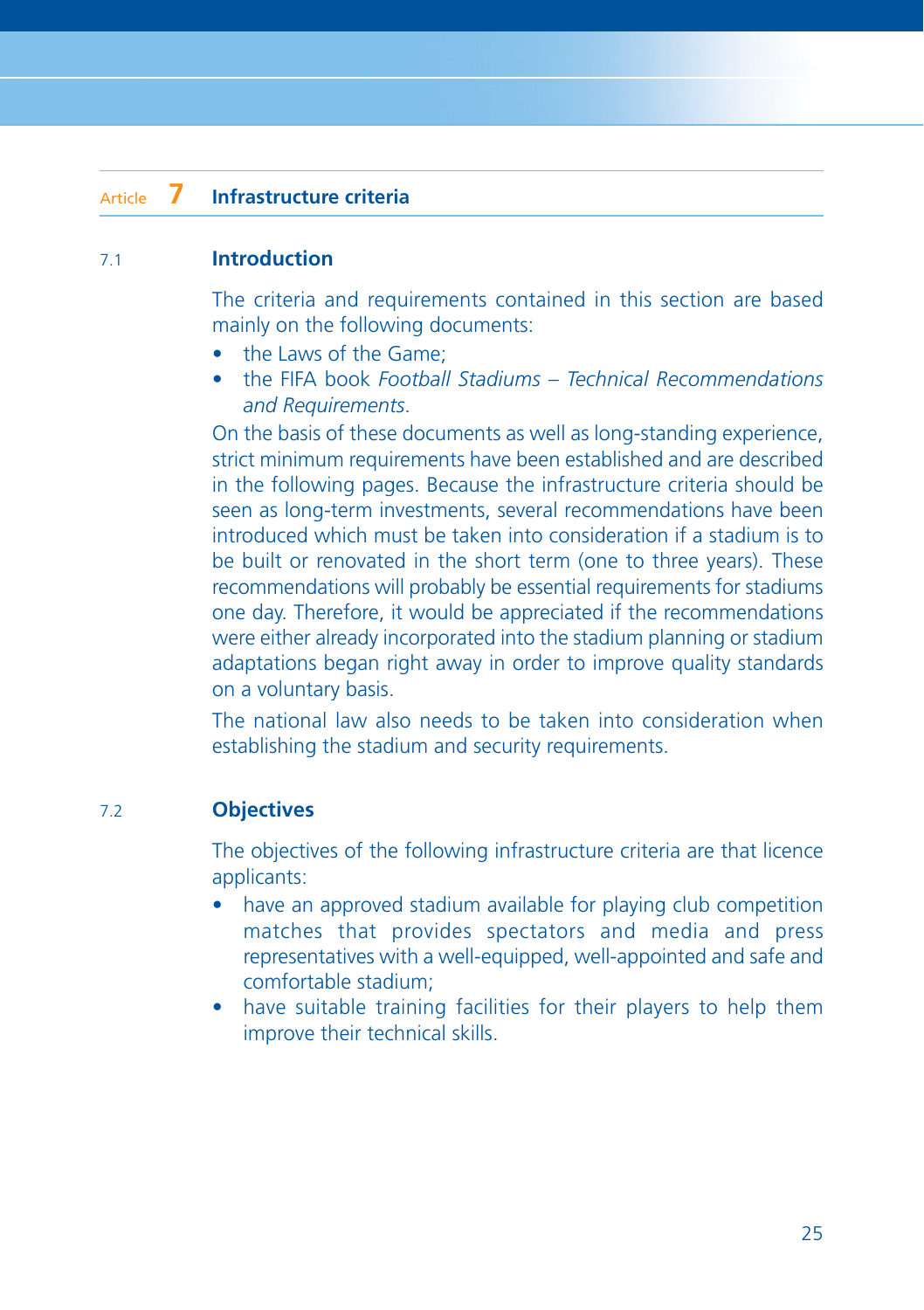## Article 7 Infrastructure criteria

### 7.1 Introduction

The criteria and requirements contained in this section are based mainly on the following documents:

- the Laws of the Game;
- the FIFA book *Football Stadiums – Technical Recommendations and Requirements*.

On the basis of these documents as well as long-standing experience, strict minimum requirements have been established and are described in the following pages. Because the infrastructure criteria should be seen as long-term investments, several recommendations have been introduced which must be taken into consideration if a stadium is to be built or renovated in the short term (one to three years). These recommendations will probably be essential requirements for stadiums one day. Therefore, it would be appreciated if the recommendations were either already incorporated into the stadium planning or stadium adaptations began right away in order to improve quality standards on a voluntary basis.

The national law also needs to be taken into consideration when establishing the stadium and security requirements.

### 7.2 Objectives

The objectives of the following infrastructure criteria are that licence applicants:

- have an approved stadium available for playing club competition matches that provides spectators and media and press representatives with a well-equipped, well-appointed and safe and comfortable stadium;
- have suitable training facilities for their players to help them improve their technical skills.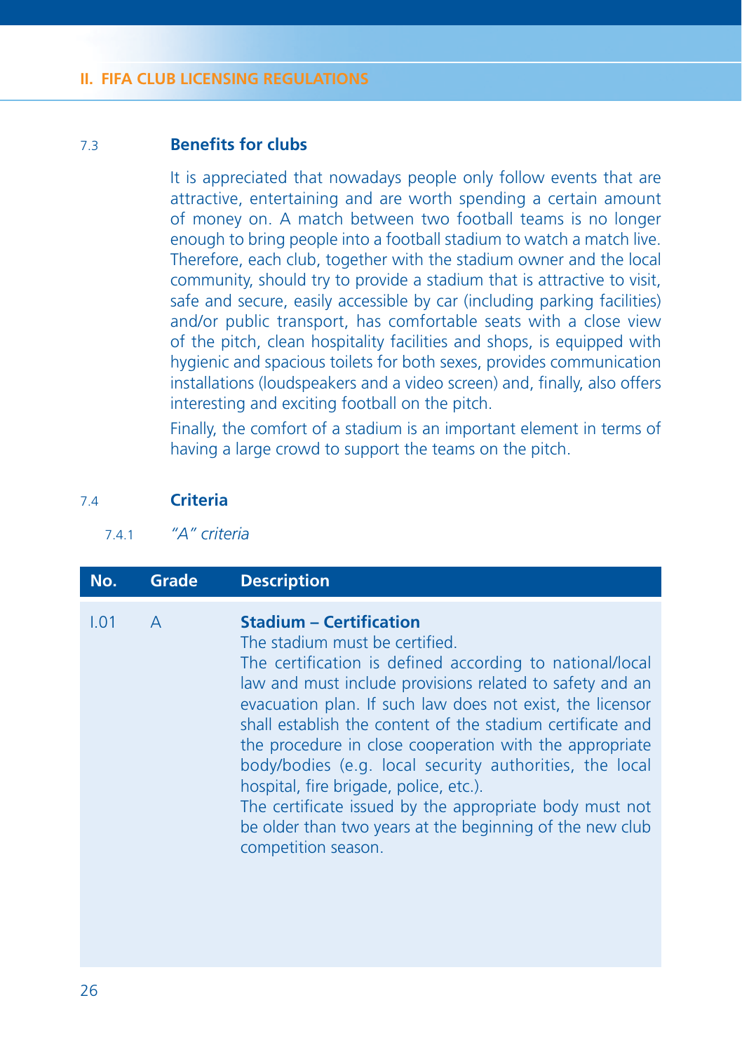### 7.3 Benefits for clubs

It is appreciated that nowadays people only follow events that are attractive, entertaining and are worth spending a certain amount of money on. A match between two football teams is no longer enough to bring people into a football stadium to watch a match live. Therefore, each club, together with the stadium owner and the local community, should try to provide a stadium that is attractive to visit, safe and secure, easily accessible by car (including parking facilities) and/or public transport, has comfortable seats with a close view of the pitch, clean hospitality facilities and shops, is equipped with hygienic and spacious toilets for both sexes, provides communication installations (loudspeakers and a video screen) and, finally, also offers interesting and exciting football on the pitch.

Finally, the comfort of a stadium is an important element in terms of having a large crowd to support the teams on the pitch.

### 7.4 Criteria

#### 7.4.1 *"A" criteria*

| No. | Grade | Description |
|---|---|---|
| I.01 | A | **Stadium – Certification**<br>The stadium must be certified.<br>The certification is defined according to national/local law and must include provisions related to safety and an evacuation plan. If such law does not exist, the licensor shall establish the content of the stadium certificate and the procedure in close cooperation with the appropriate body/bodies (e.g. local security authorities, the local hospital, fire brigade, police, etc.).<br>The certificate issued by the appropriate body must not be older than two years at the beginning of the new club competition season. |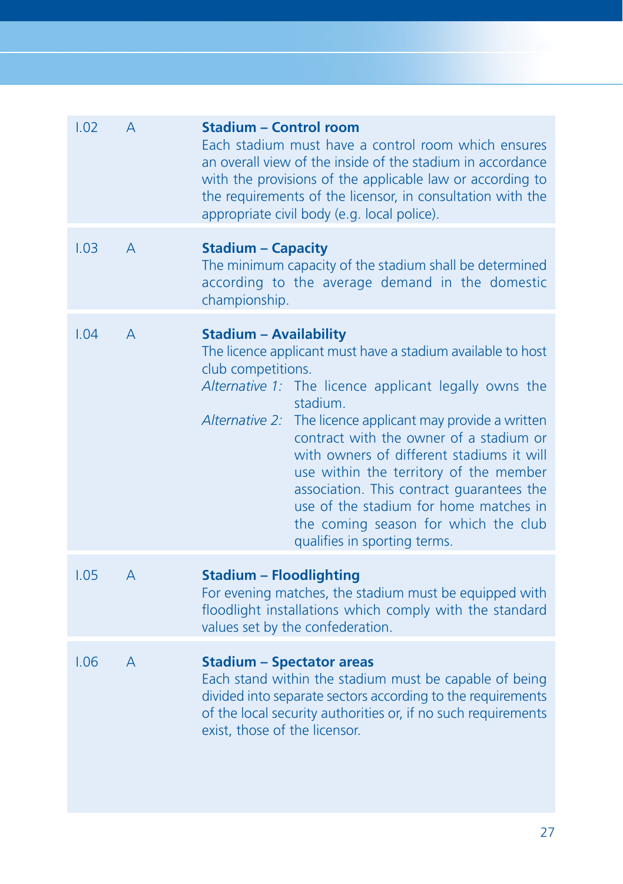| | | |
|---|---|---|
| I.02 | A | **Stadium – Control room**<br>Each stadium must have a control room which ensures an overall view of the inside of the stadium in accordance with the provisions of the applicable law or according to the requirements of the licensor, in consultation with the appropriate civil body (e.g. local police). |
| I.03 | A | **Stadium – Capacity**<br>The minimum capacity of the stadium shall be determined according to the average demand in the domestic championship. |
| I.04 | A | **Stadium – Availability**<br>The licence applicant must have a stadium available to host club competitions.<br>*Alternative 1:* The licence applicant legally owns the stadium.<br>*Alternative 2:* The licence applicant may provide a written contract with the owner of a stadium or with owners of different stadiums it will use within the territory of the member association. This contract guarantees the use of the stadium for home matches in the coming season for which the club qualifies in sporting terms. |
| I.05 | A | **Stadium – Floodlighting**<br>For evening matches, the stadium must be equipped with floodlight installations which comply with the standard values set by the confederation. |
| I.06 | A | **Stadium – Spectator areas**<br>Each stand within the stadium must be capable of being divided into separate sectors according to the requirements of the local security authorities or, if no such requirements exist, those of the licensor. |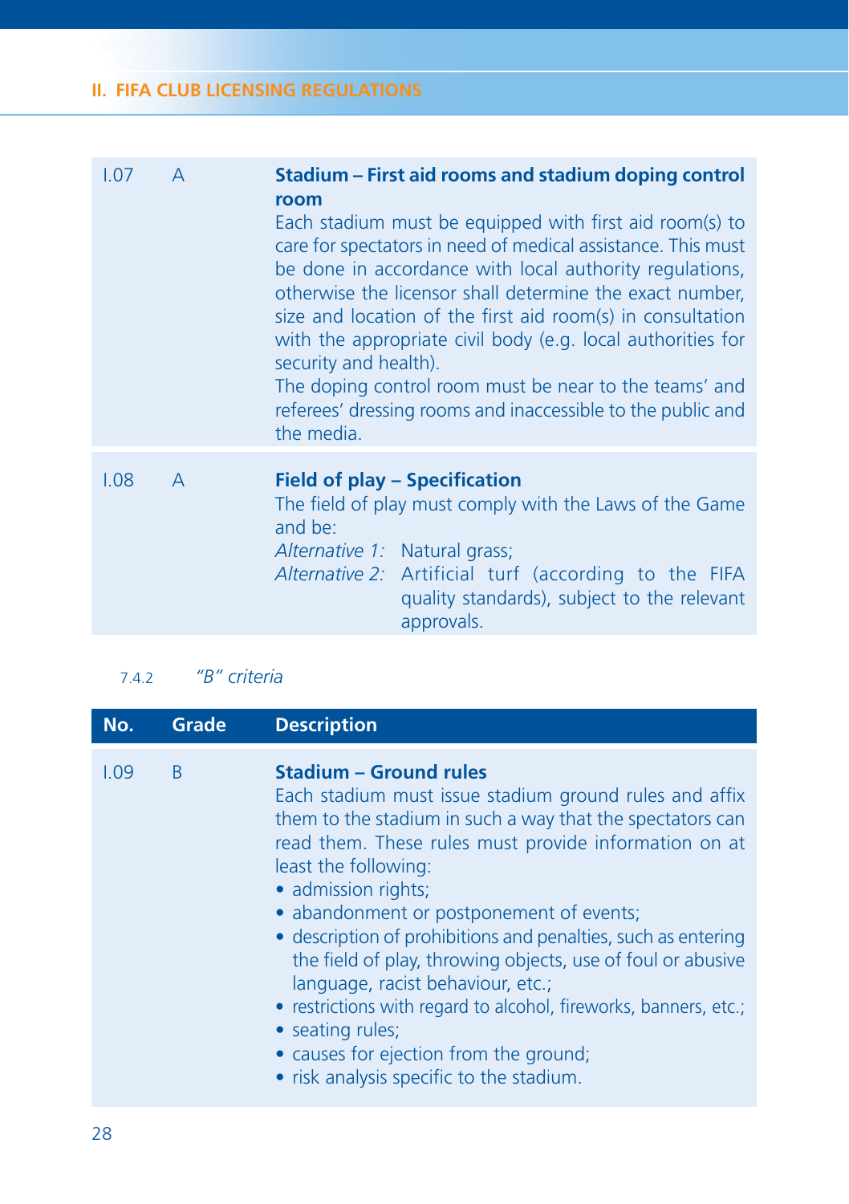| | | |
|---|---|---|
| I.07 | A | **Stadium – First aid rooms and stadium doping control room**<br>Each stadium must be equipped with first aid room(s) to care for spectators in need of medical assistance. This must be done in accordance with local authority regulations, otherwise the licensor shall determine the exact number, size and location of the first aid room(s) in consultation with the appropriate civil body (e.g. local authorities for security and health).<br>The doping control room must be near to the teams' and referees' dressing rooms and inaccessible to the public and the media. |
| I.08 | A | **Field of play – Specification**<br>The field of play must comply with the Laws of the Game and be:<br>*Alternative 1:* Natural grass;<br>*Alternative 2:* Artificial turf (according to the FIFA quality standards), subject to the relevant approvals. |

7.4.2 *"B" criteria*

| No. | Grade | Description |
|---|---|---|
| I.09 | B | **Stadium – Ground rules**<br>Each stadium must issue stadium ground rules and affix them to the stadium in such a way that the spectators can read them. These rules must provide information on at least the following:<br>• admission rights;<br>• abandonment or postponement of events;<br>• description of prohibitions and penalties, such as entering the field of play, throwing objects, use of foul or abusive language, racist behaviour, etc.;<br>• restrictions with regard to alcohol, fireworks, banners, etc.;<br>• seating rules;<br>• causes for ejection from the ground;<br>• risk analysis specific to the stadium. |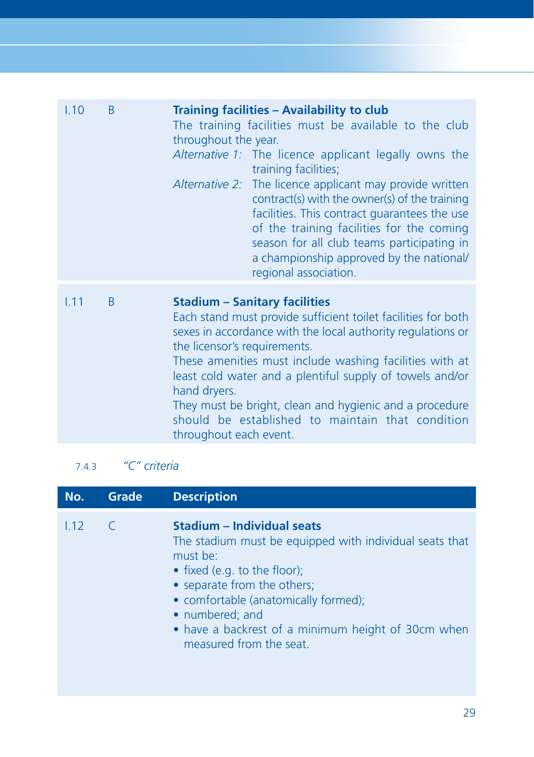| No. | Grade | Description |
|---|---|---|
| I.10 | B | **Training facilities – Availability to club**<br>The training facilities must be available to the club throughout the year.<br>*Alternative 1:* The licence applicant legally owns the training facilities;<br>*Alternative 2:* The licence applicant may provide written contract(s) with the owner(s) of the training facilities. This contract guarantees the use of the training facilities for the coming season for all club teams participating in a championship approved by the national/ regional association. |
| I.11 | B | **Stadium – Sanitary facilities**<br>Each stand must provide sufficient toilet facilities for both sexes in accordance with the local authority regulations or the licensor's requirements.<br>These amenities must include washing facilities with at least cold water and a plentiful supply of towels and/or hand dryers.<br>They must be bright, clean and hygienic and a procedure should be established to maintain that condition throughout each event. |

7.4.3 *"C" criteria*

| No. | Grade | Description |
|---|---|---|
| I.12 | C | **Stadium – Individual seats**<br>The stadium must be equipped with individual seats that must be:<br>• fixed (e.g. to the floor);<br>• separate from the others;<br>• comfortable (anatomically formed);<br>• numbered; and<br>• have a backrest of a minimum height of 30cm when measured from the seat. |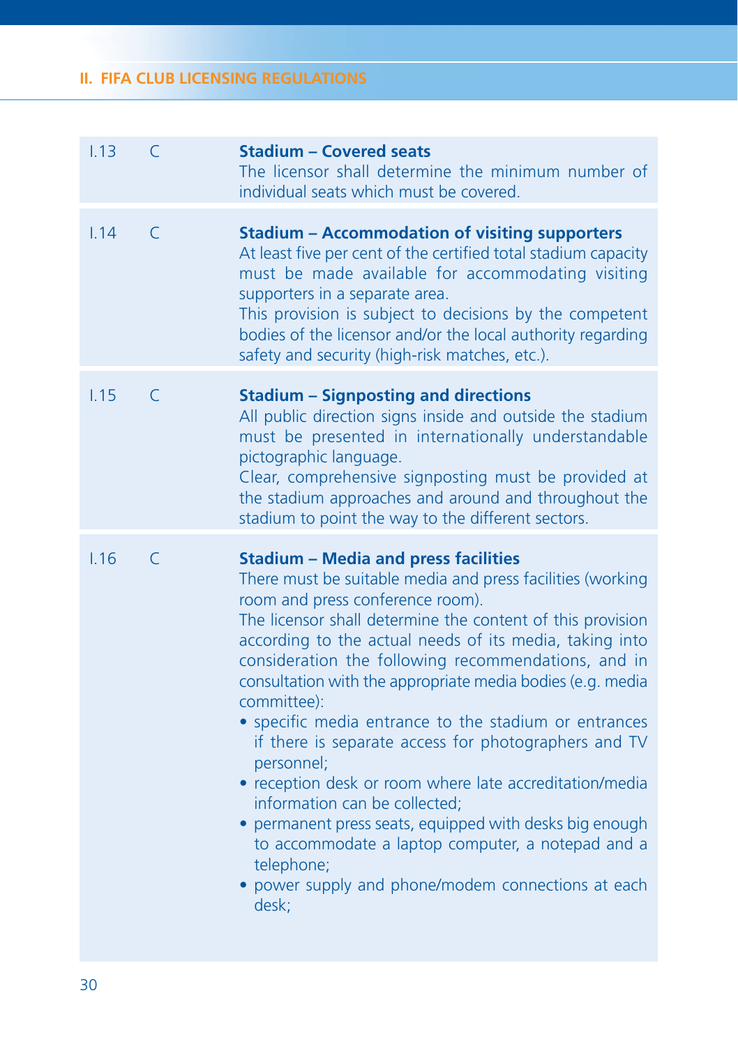| | | |
|---|---|---|
| I.13 | C | **Stadium – Covered seats**<br>The licensor shall determine the minimum number of individual seats which must be covered. |
| I.14 | C | **Stadium – Accommodation of visiting supporters**<br>At least five per cent of the certified total stadium capacity must be made available for accommodating visiting supporters in a separate area.<br>This provision is subject to decisions by the competent bodies of the licensor and/or the local authority regarding safety and security (high-risk matches, etc.). |
| I.15 | C | **Stadium – Signposting and directions**<br>All public direction signs inside and outside the stadium must be presented in internationally understandable pictographic language.<br>Clear, comprehensive signposting must be provided at the stadium approaches and around and throughout the stadium to point the way to the different sectors. |
| I.16 | C | **Stadium – Media and press facilities**<br>There must be suitable media and press facilities (working room and press conference room).<br>The licensor shall determine the content of this provision according to the actual needs of its media, taking into consideration the following recommendations, and in consultation with the appropriate media bodies (e.g. media committee):<br>• specific media entrance to the stadium or entrances if there is separate access for photographers and TV personnel;<br>• reception desk or room where late accreditation/media information can be collected;<br>• permanent press seats, equipped with desks big enough to accommodate a laptop computer, a notepad and a telephone;<br>• power supply and phone/modem connections at each desk; |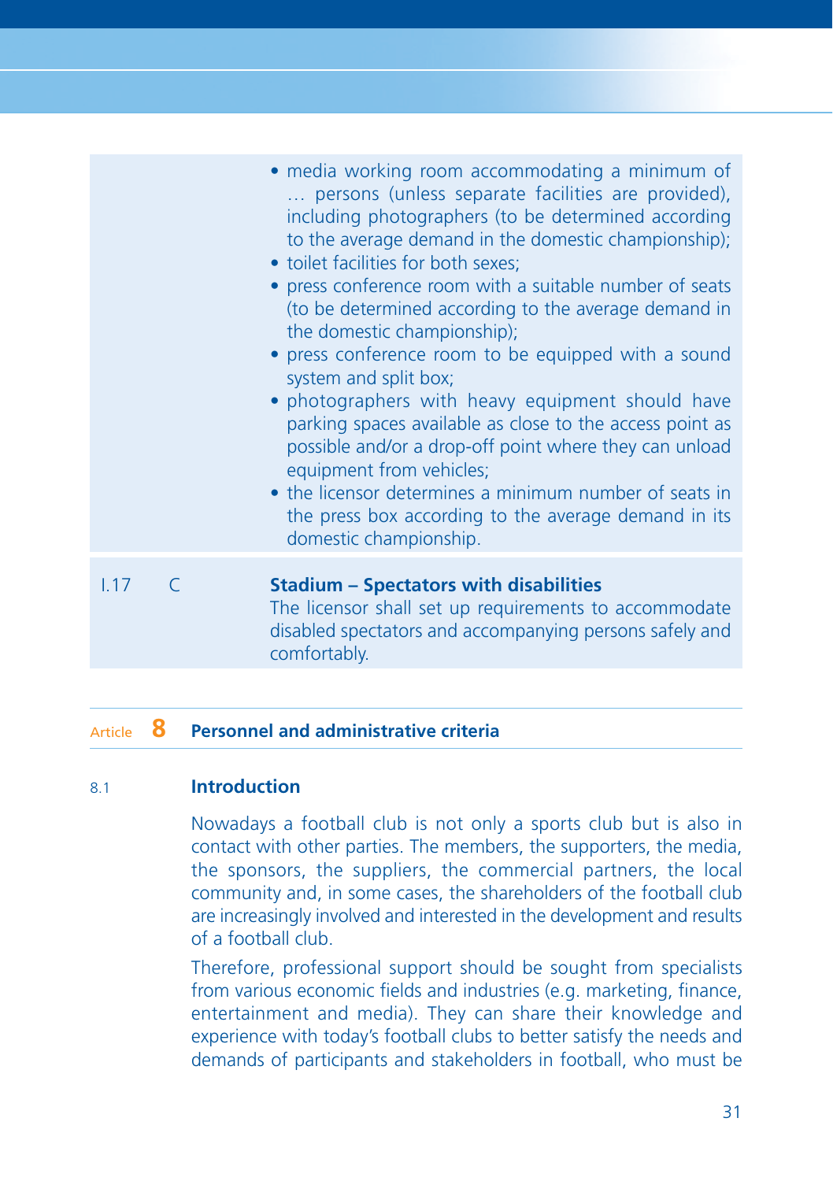| | | |
|---|---|---|
| | | • media working room accommodating a minimum of … persons (unless separate facilities are provided), including photographers (to be determined according to the average demand in the domestic championship);<br>• toilet facilities for both sexes;<br>• press conference room with a suitable number of seats (to be determined according to the average demand in the domestic championship);<br>• press conference room to be equipped with a sound system and split box;<br>• photographers with heavy equipment should have parking spaces available as close to the access point as possible and/or a drop-off point where they can unload equipment from vehicles;<br>• the licensor determines a minimum number of seats in the press box according to the average demand in its domestic championship. |
| I.17 | C | **Stadium – Spectators with disabilities**<br>The licensor shall set up requirements to accommodate disabled spectators and accompanying persons safely and comfortably. |

## Article 8 Personnel and administrative criteria

### 8.1 Introduction

Nowadays a football club is not only a sports club but is also in contact with other parties. The members, the supporters, the media, the sponsors, the suppliers, the commercial partners, the local community and, in some cases, the shareholders of the football club are increasingly involved and interested in the development and results of a football club.

Therefore, professional support should be sought from specialists from various economic fields and industries (e.g. marketing, finance, entertainment and media). They can share their knowledge and experience with today's football clubs to better satisfy the needs and demands of participants and stakeholders in football, who must be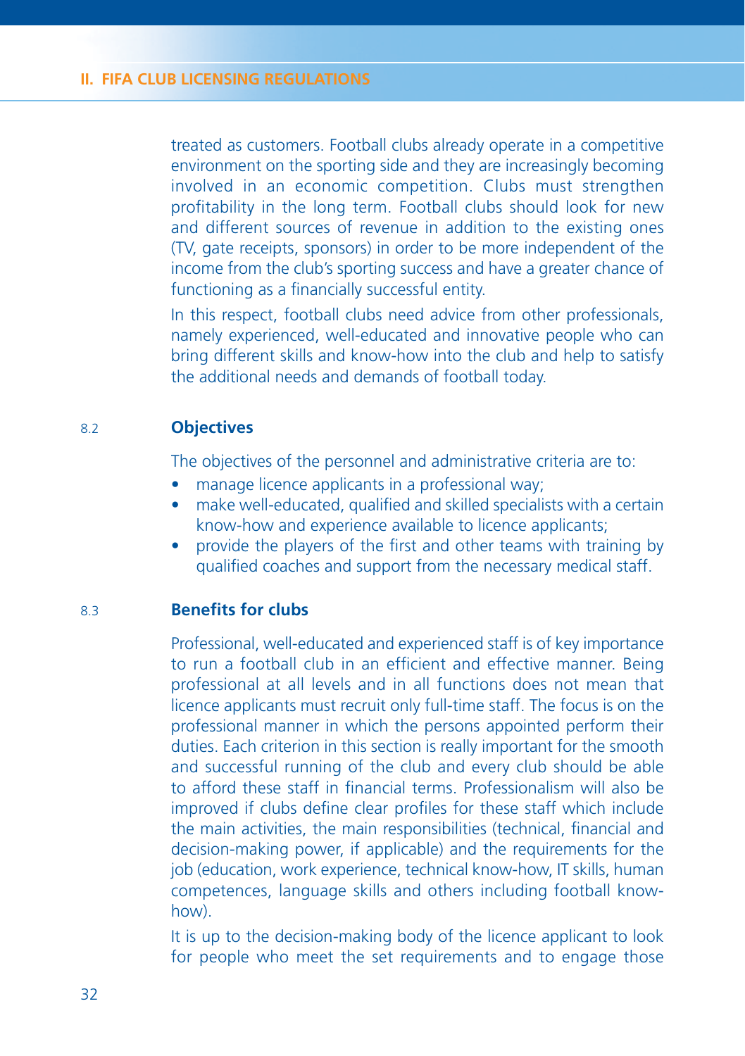treated as customers. Football clubs already operate in a competitive environment on the sporting side and they are increasingly becoming involved in an economic competition. Clubs must strengthen profitability in the long term. Football clubs should look for new and different sources of revenue in addition to the existing ones (TV, gate receipts, sponsors) in order to be more independent of the income from the club's sporting success and have a greater chance of functioning as a financially successful entity.

In this respect, football clubs need advice from other professionals, namely experienced, well-educated and innovative people who can bring different skills and know-how into the club and help to satisfy the additional needs and demands of football today.

### 8.2 Objectives

The objectives of the personnel and administrative criteria are to:

- manage licence applicants in a professional way;
- make well-educated, qualified and skilled specialists with a certain know-how and experience available to licence applicants;
- provide the players of the first and other teams with training by qualified coaches and support from the necessary medical staff.

### 8.3 Benefits for clubs

Professional, well-educated and experienced staff is of key importance to run a football club in an efficient and effective manner. Being professional at all levels and in all functions does not mean that licence applicants must recruit only full-time staff. The focus is on the professional manner in which the persons appointed perform their duties. Each criterion in this section is really important for the smooth and successful running of the club and every club should be able to afford these staff in financial terms. Professionalism will also be improved if clubs define clear profiles for these staff which include the main activities, the main responsibilities (technical, financial and decision-making power, if applicable) and the requirements for the job (education, work experience, technical know-how, IT skills, human competences, language skills and others including football know-how).

It is up to the decision-making body of the licence applicant to look for people who meet the set requirements and to engage those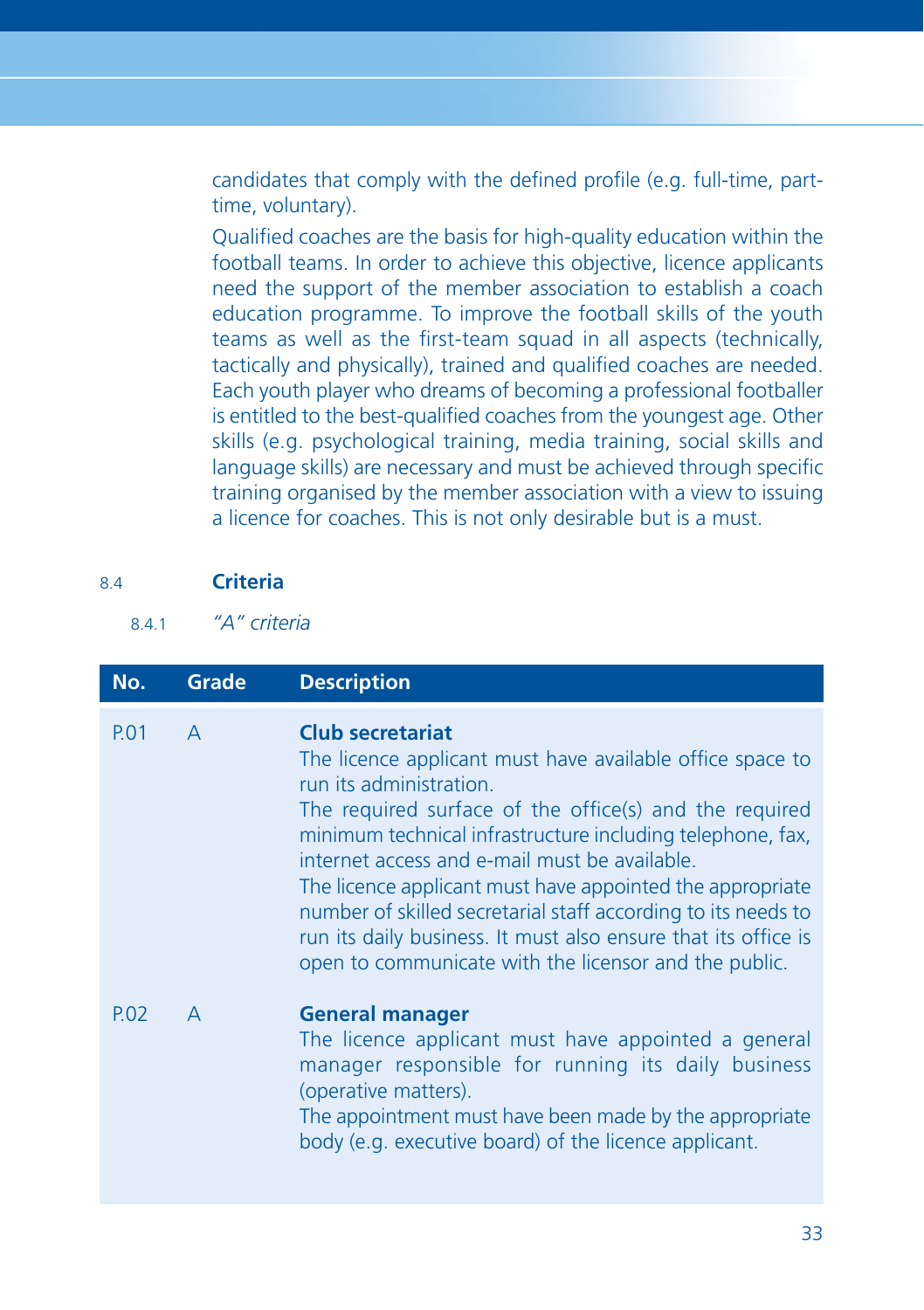candidates that comply with the defined profile (e.g. full-time, part-time, voluntary).

Qualified coaches are the basis for high-quality education within the football teams. In order to achieve this objective, licence applicants need the support of the member association to establish a coach education programme. To improve the football skills of the youth teams as well as the first-team squad in all aspects (technically, tactically and physically), trained and qualified coaches are needed. Each youth player who dreams of becoming a professional footballer is entitled to the best-qualified coaches from the youngest age. Other skills (e.g. psychological training, media training, social skills and language skills) are necessary and must be achieved through specific training organised by the member association with a view to issuing a licence for coaches. This is not only desirable but is a must.

## 8.4 Criteria

### 8.4.1 *"A" criteria*

| No. | Grade | Description |
|---|---|---|
| P.01 | A | **Club secretariat**<br>The licence applicant must have available office space to run its administration.<br>The required surface of the office(s) and the required minimum technical infrastructure including telephone, fax, internet access and e-mail must be available.<br>The licence applicant must have appointed the appropriate number of skilled secretarial staff according to its needs to run its daily business. It must also ensure that its office is open to communicate with the licensor and the public. |
| P.02 | A | **General manager**<br>The licence applicant must have appointed a general manager responsible for running its daily business (operative matters).<br>The appointment must have been made by the appropriate body (e.g. executive board) of the licence applicant. |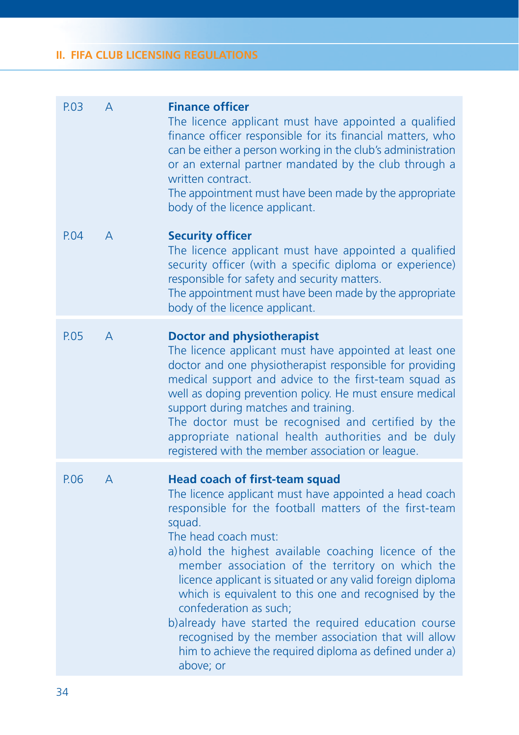| | | |
|---|---|---|
| P.03 | A | **Finance officer**<br>The licence applicant must have appointed a qualified finance officer responsible for its financial matters, who can be either a person working in the club's administration or an external partner mandated by the club through a written contract.<br>The appointment must have been made by the appropriate body of the licence applicant. |
| P.04 | A | **Security officer**<br>The licence applicant must have appointed a qualified security officer (with a specific diploma or experience) responsible for safety and security matters.<br>The appointment must have been made by the appropriate body of the licence applicant. |
| P.05 | A | **Doctor and physiotherapist**<br>The licence applicant must have appointed at least one doctor and one physiotherapist responsible for providing medical support and advice to the first-team squad as well as doping prevention policy. He must ensure medical support during matches and training.<br>The doctor must be recognised and certified by the appropriate national health authorities and be duly registered with the member association or league. |
| P.06 | A | **Head coach of first-team squad**<br>The licence applicant must have appointed a head coach responsible for the football matters of the first-team squad.<br>The head coach must:<br>a) hold the highest available coaching licence of the member association of the territory on which the licence applicant is situated or any valid foreign diploma which is equivalent to this one and recognised by the confederation as such;<br>b) already have started the required education course recognised by the member association that will allow him to achieve the required diploma as defined under a) above; or |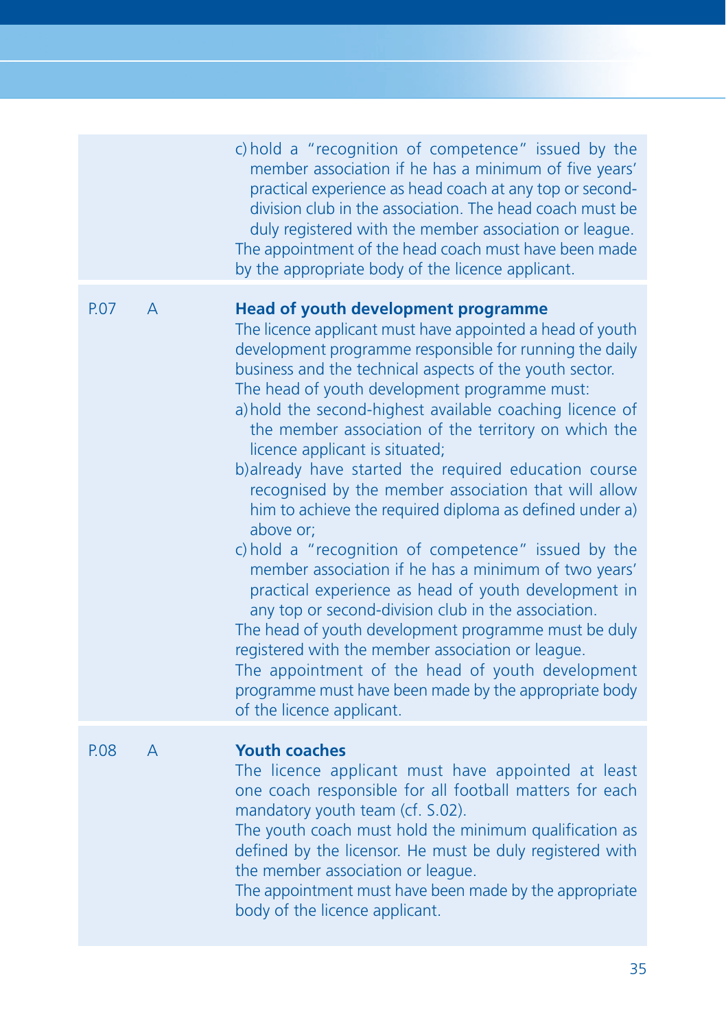| | | |
|---|---|---|
| | | c) hold a "recognition of competence" issued by the member association if he has a minimum of five years' practical experience as head coach at any top or second-division club in the association. The head coach must be duly registered with the member association or league.<br>The appointment of the head coach must have been made by the appropriate body of the licence applicant. |
| P.07 | A | **Head of youth development programme**<br>The licence applicant must have appointed a head of youth development programme responsible for running the daily business and the technical aspects of the youth sector.<br>The head of youth development programme must:<br>a) hold the second-highest available coaching licence of the member association of the territory on which the licence applicant is situated;<br>b) already have started the required education course recognised by the member association that will allow him to achieve the required diploma as defined under a) above or;<br>c) hold a "recognition of competence" issued by the member association if he has a minimum of two years' practical experience as head of youth development in any top or second-division club in the association.<br>The head of youth development programme must be duly registered with the member association or league.<br>The appointment of the head of youth development programme must have been made by the appropriate body of the licence applicant. |
| P.08 | A | **Youth coaches**<br>The licence applicant must have appointed at least one coach responsible for all football matters for each mandatory youth team (cf. S.02).<br>The youth coach must hold the minimum qualification as defined by the licensor. He must be duly registered with the member association or league.<br>The appointment must have been made by the appropriate body of the licence applicant. |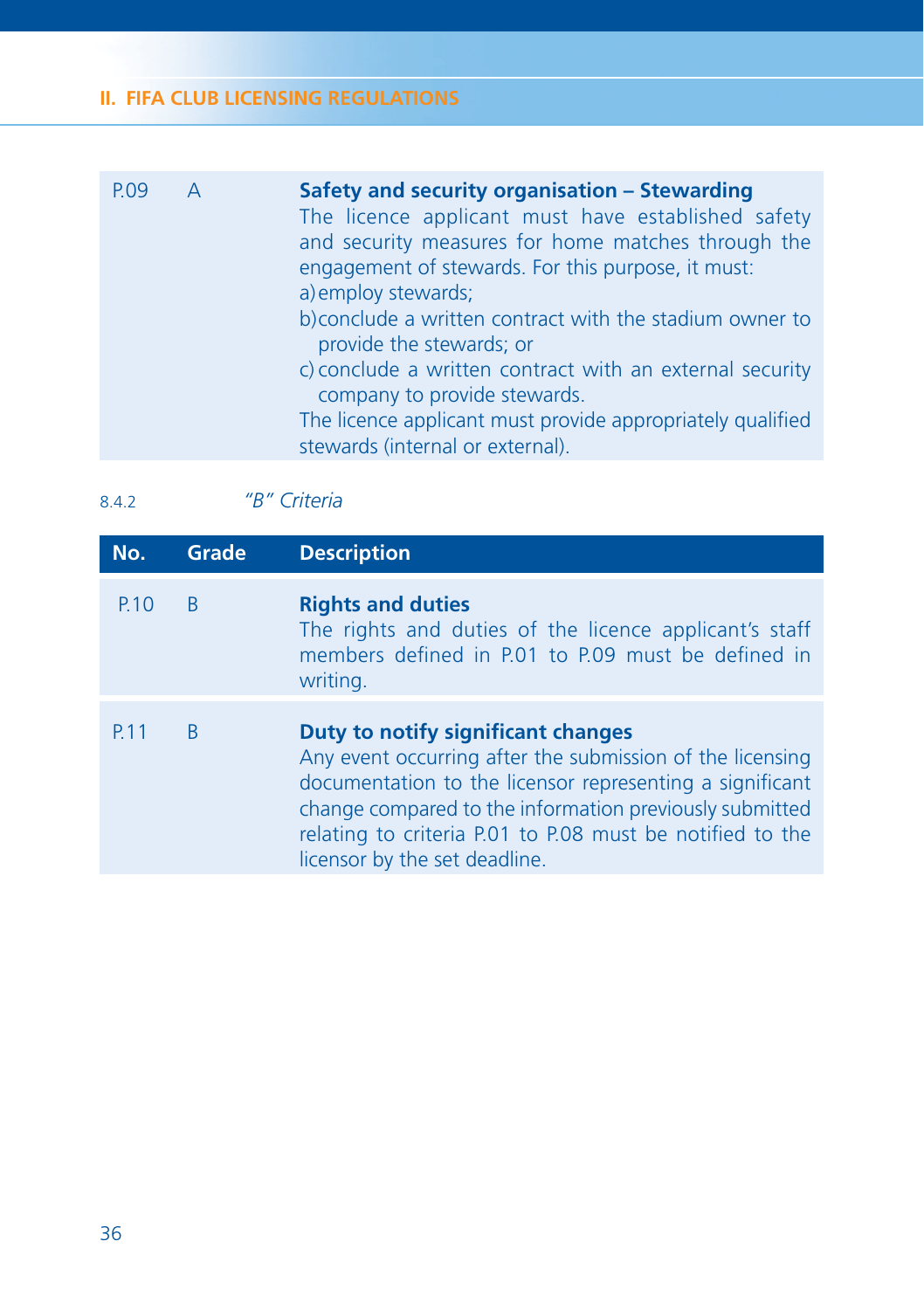| | | |
|---|---|---|
| P.09 | A | **Safety and security organisation – Stewarding**<br>The licence applicant must have established safety and security measures for home matches through the engagement of stewards. For this purpose, it must:<br>a) employ stewards;<br>b) conclude a written contract with the stadium owner to provide the stewards; or<br>c) conclude a written contract with an external security company to provide stewards.<br>The licence applicant must provide appropriately qualified stewards (internal or external). |

8.4.2 *"B" Criteria*

| No. | Grade | Description |
|---|---|---|
| P.10 | B | **Rights and duties**<br>The rights and duties of the licence applicant's staff members defined in P.01 to P.09 must be defined in writing. |
| P.11 | B | **Duty to notify significant changes**<br>Any event occurring after the submission of the licensing documentation to the licensor representing a significant change compared to the information previously submitted relating to criteria P.01 to P.08 must be notified to the licensor by the set deadline. |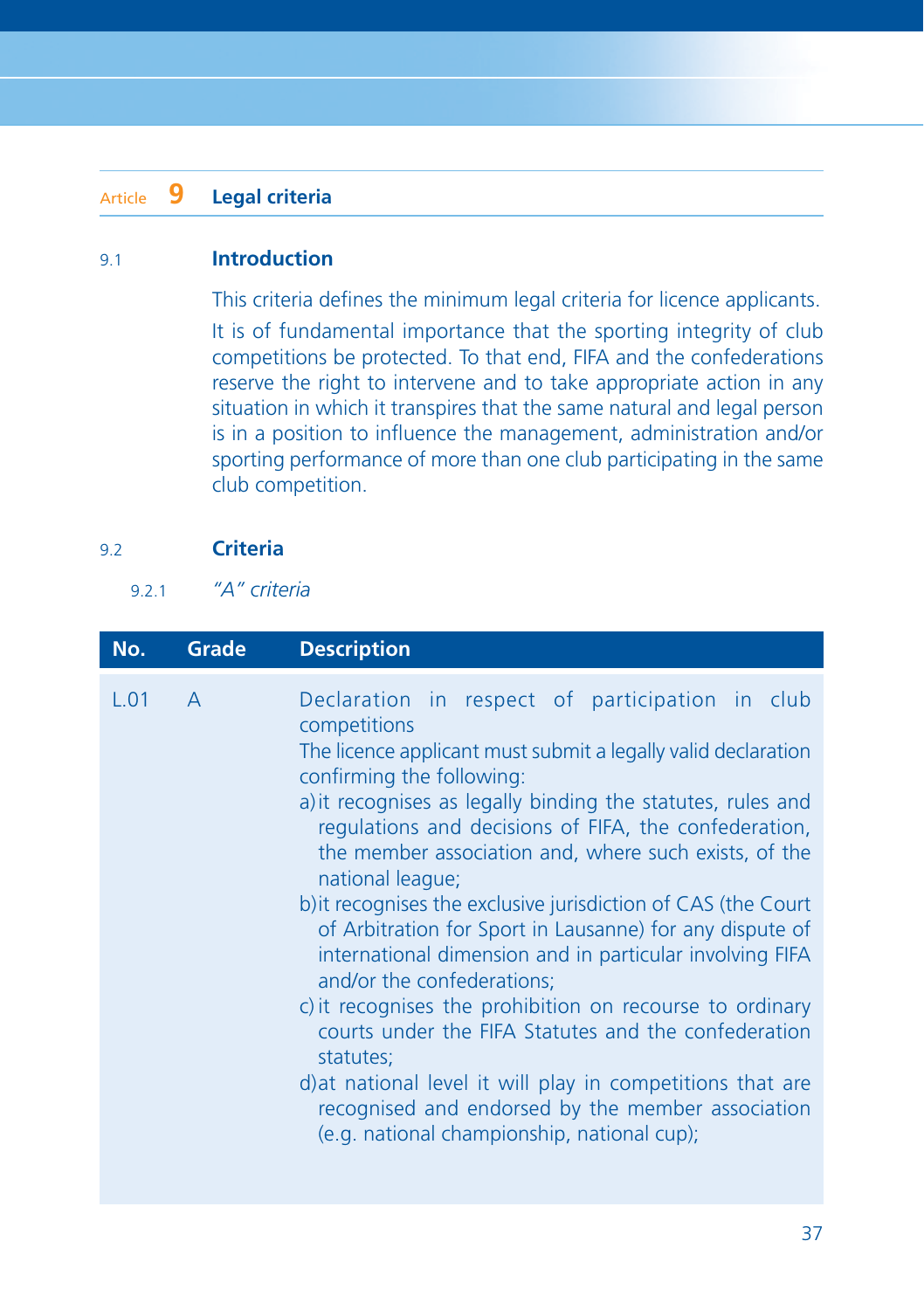## Article 9 Legal criteria

### 9.1 Introduction

This criteria defines the minimum legal criteria for licence applicants.

It is of fundamental importance that the sporting integrity of club competitions be protected. To that end, FIFA and the confederations reserve the right to intervene and to take appropriate action in any situation in which it transpires that the same natural and legal person is in a position to influence the management, administration and/or sporting performance of more than one club participating in the same club competition.

### 9.2 Criteria

#### 9.2.1 *"A" criteria*

| No. | Grade | Description |
|---|---|---|
| L.01 | A | Declaration in respect of participation in club competitions<br>The licence applicant must submit a legally valid declaration confirming the following:<br>a) it recognises as legally binding the statutes, rules and regulations and decisions of FIFA, the confederation, the member association and, where such exists, of the national league;<br>b) it recognises the exclusive jurisdiction of CAS (the Court of Arbitration for Sport in Lausanne) for any dispute of international dimension and in particular involving FIFA and/or the confederations;<br>c) it recognises the prohibition on recourse to ordinary courts under the FIFA Statutes and the confederation statutes;<br>d) at national level it will play in competitions that are recognised and endorsed by the member association (e.g. national championship, national cup); |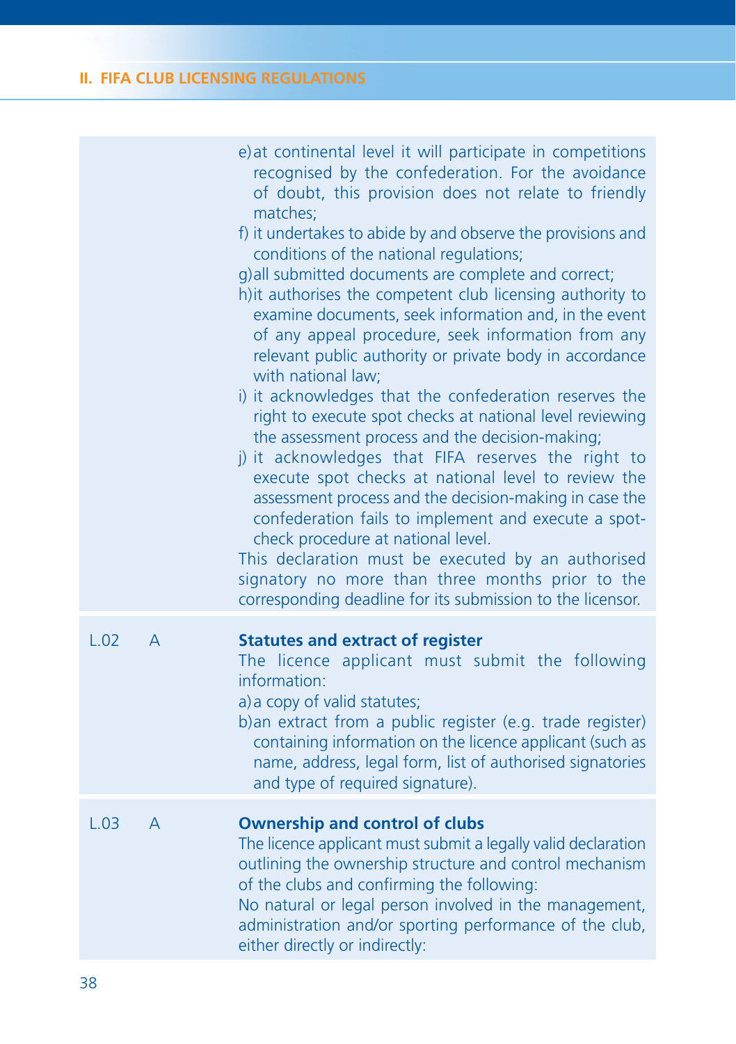e) at continental level it will participate in competitions recognised by the confederation. For the avoidance of doubt, this provision does not relate to friendly matches;

f) it undertakes to abide by and observe the provisions and conditions of the national regulations;

g) all submitted documents are complete and correct;

h) it authorises the competent club licensing authority to examine documents, seek information and, in the event of any appeal procedure, seek information from any relevant public authority or private body in accordance with national law;

i) it acknowledges that the confederation reserves the right to execute spot checks at national level reviewing the assessment process and the decision-making;

j) it acknowledges that FIFA reserves the right to execute spot checks at national level to review the assessment process and the decision-making in case the confederation fails to implement and execute a spot-check procedure at national level.

This declaration must be executed by an authorised signatory no more than three months prior to the corresponding deadline for its submission to the licensor.

| | | |
|---|---|---|
| L.02 | A | **Statutes and extract of register**<br>The licence applicant must submit the following information:<br>a) a copy of valid statutes;<br>b) an extract from a public register (e.g. trade register) containing information on the licence applicant (such as name, address, legal form, list of authorised signatories and type of required signature). |
| L.03 | A | **Ownership and control of clubs**<br>The licence applicant must submit a legally valid declaration outlining the ownership structure and control mechanism of the clubs and confirming the following:<br>No natural or legal person involved in the management, administration and/or sporting performance of the club, either directly or indirectly: |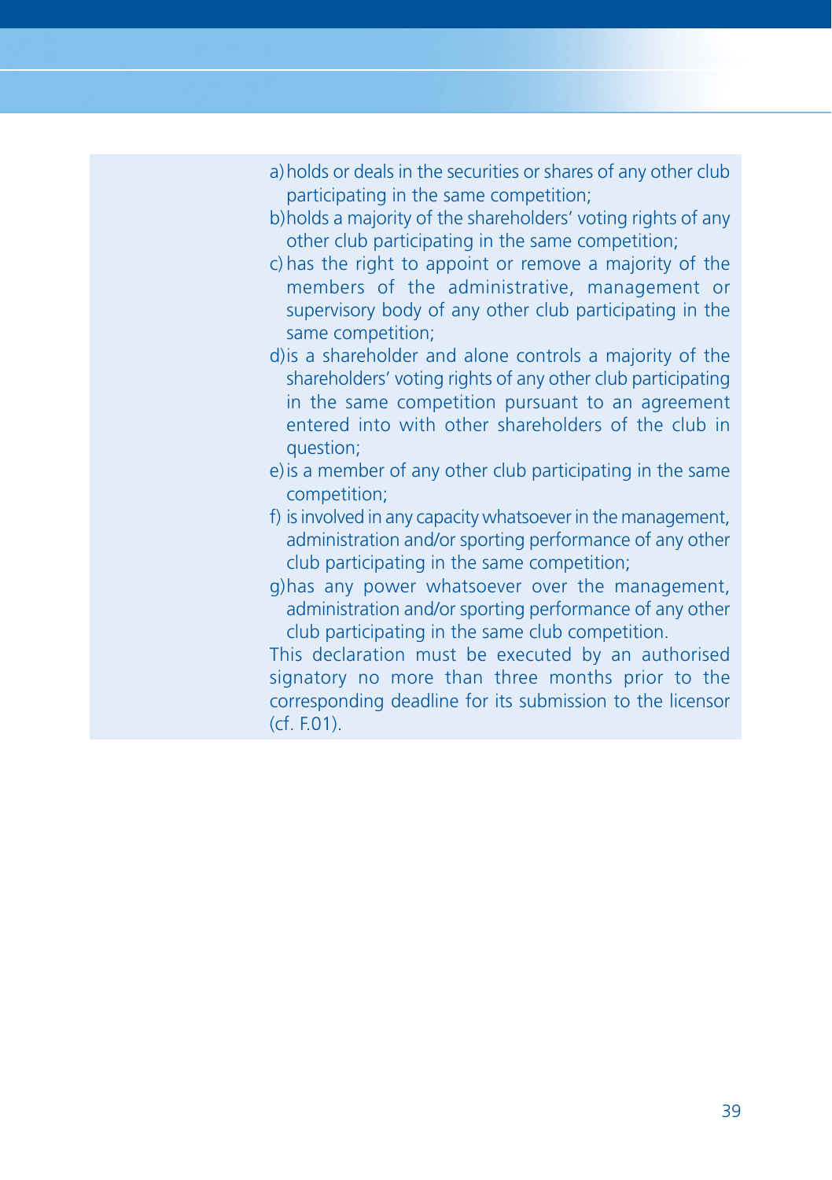a) holds or deals in the securities or shares of any other club participating in the same competition;
b) holds a majority of the shareholders' voting rights of any other club participating in the same competition;
c) has the right to appoint or remove a majority of the members of the administrative, management or supervisory body of any other club participating in the same competition;
d) is a shareholder and alone controls a majority of the shareholders' voting rights of any other club participating in the same competition pursuant to an agreement entered into with other shareholders of the club in question;
e) is a member of any other club participating in the same competition;
f) is involved in any capacity whatsoever in the management, administration and/or sporting performance of any other club participating in the same competition;
g) has any power whatsoever over the management, administration and/or sporting performance of any other club participating in the same club competition.

This declaration must be executed by an authorised signatory no more than three months prior to the corresponding deadline for its submission to the licensor (cf. F.01).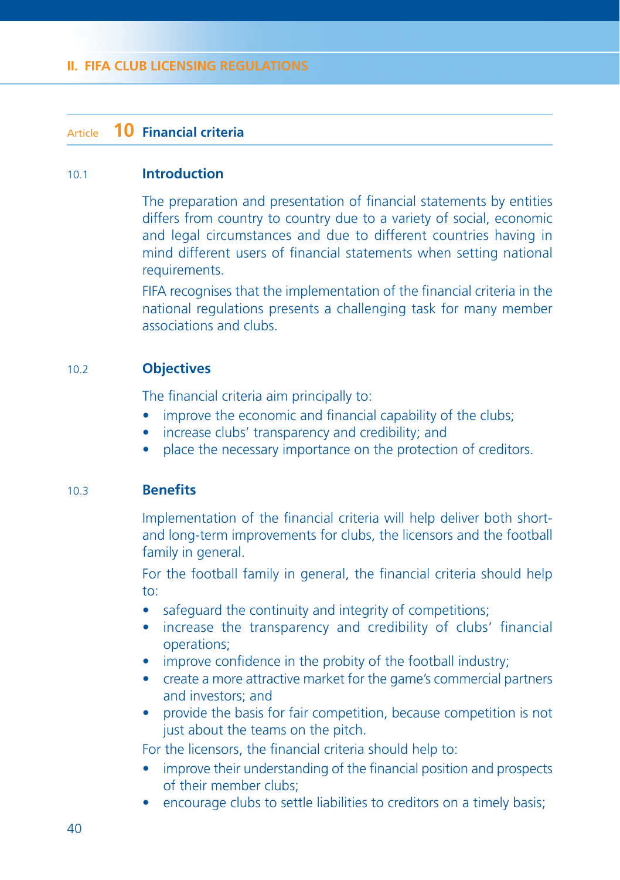## Article 10 Financial criteria

### 10.1 Introduction

The preparation and presentation of financial statements by entities differs from country to country due to a variety of social, economic and legal circumstances and due to different countries having in mind different users of financial statements when setting national requirements.

FIFA recognises that the implementation of the financial criteria in the national regulations presents a challenging task for many member associations and clubs.

### 10.2 Objectives

The financial criteria aim principally to:

- improve the economic and financial capability of the clubs;
- increase clubs' transparency and credibility; and
- place the necessary importance on the protection of creditors.

### 10.3 Benefits

Implementation of the financial criteria will help deliver both short- and long-term improvements for clubs, the licensors and the football family in general.

For the football family in general, the financial criteria should help to:

- safeguard the continuity and integrity of competitions;
- increase the transparency and credibility of clubs' financial operations;
- improve confidence in the probity of the football industry;
- create a more attractive market for the game's commercial partners and investors; and
- provide the basis for fair competition, because competition is not just about the teams on the pitch.

For the licensors, the financial criteria should help to:

- improve their understanding of the financial position and prospects of their member clubs;
- encourage clubs to settle liabilities to creditors on a timely basis;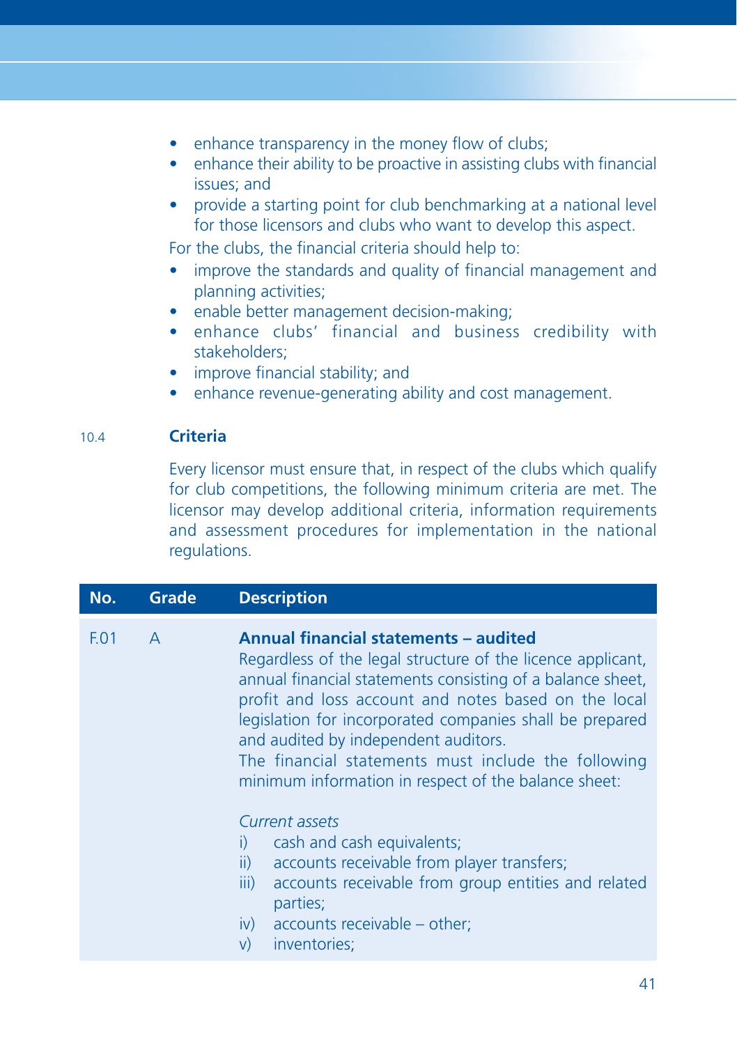- enhance transparency in the money flow of clubs;
- enhance their ability to be proactive in assisting clubs with financial issues; and
- provide a starting point for club benchmarking at a national level for those licensors and clubs who want to develop this aspect.

For the clubs, the financial criteria should help to:

- improve the standards and quality of financial management and planning activities;
- enable better management decision-making;
- enhance clubs' financial and business credibility with stakeholders;
- improve financial stability; and
- enhance revenue-generating ability and cost management.

## 10.4 Criteria

Every licensor must ensure that, in respect of the clubs which qualify for club competitions, the following minimum criteria are met. The licensor may develop additional criteria, information requirements and assessment procedures for implementation in the national regulations.

| No. | Grade | Description |
|---|---|---|
| F.01 | A | **Annual financial statements – audited**<br>Regardless of the legal structure of the licence applicant, annual financial statements consisting of a balance sheet, profit and loss account and notes based on the local legislation for incorporated companies shall be prepared and audited by independent auditors.<br>The financial statements must include the following minimum information in respect of the balance sheet:<br><br>*Current assets*<br>i) cash and cash equivalents;<br>ii) accounts receivable from player transfers;<br>iii) accounts receivable from group entities and related parties;<br>iv) accounts receivable – other;<br>v) inventories; |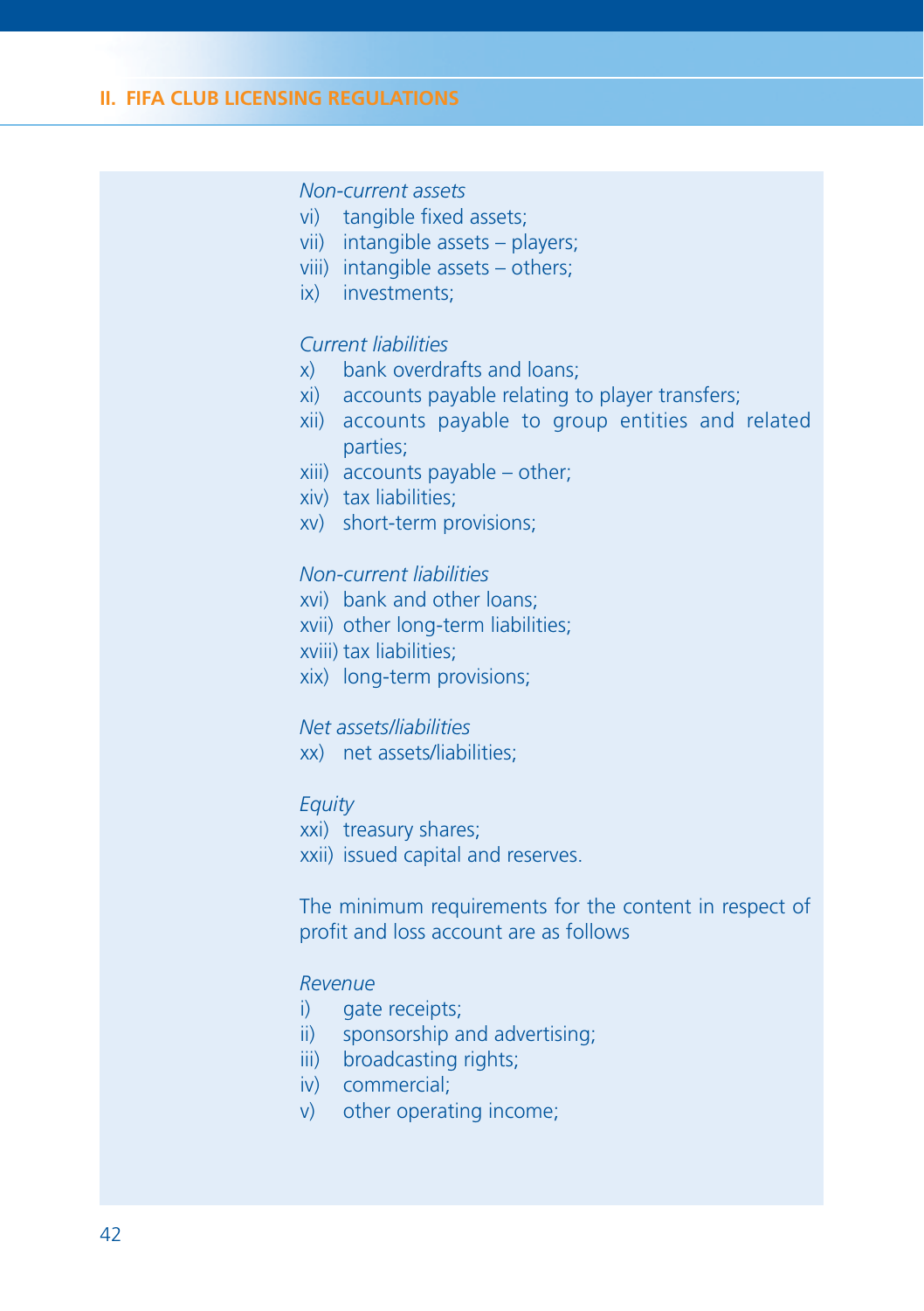*Non-current assets*

vi) tangible fixed assets;
vii) intangible assets – players;
viii) intangible assets – others;
ix) investments;

*Current liabilities*

x) bank overdrafts and loans;
xi) accounts payable relating to player transfers;
xii) accounts payable to group entities and related parties;
xiii) accounts payable – other;
xiv) tax liabilities;
xv) short-term provisions;

*Non-current liabilities*

xvi) bank and other loans;
xvii) other long-term liabilities;
xviii) tax liabilities;
xix) long-term provisions;

*Net assets/liabilities*

xx) net assets/liabilities;

*Equity*

xxi) treasury shares;
xxii) issued capital and reserves.

The minimum requirements for the content in respect of profit and loss account are as follows

*Revenue*

i) gate receipts;
ii) sponsorship and advertising;
iii) broadcasting rights;
iv) commercial;
v) other operating income;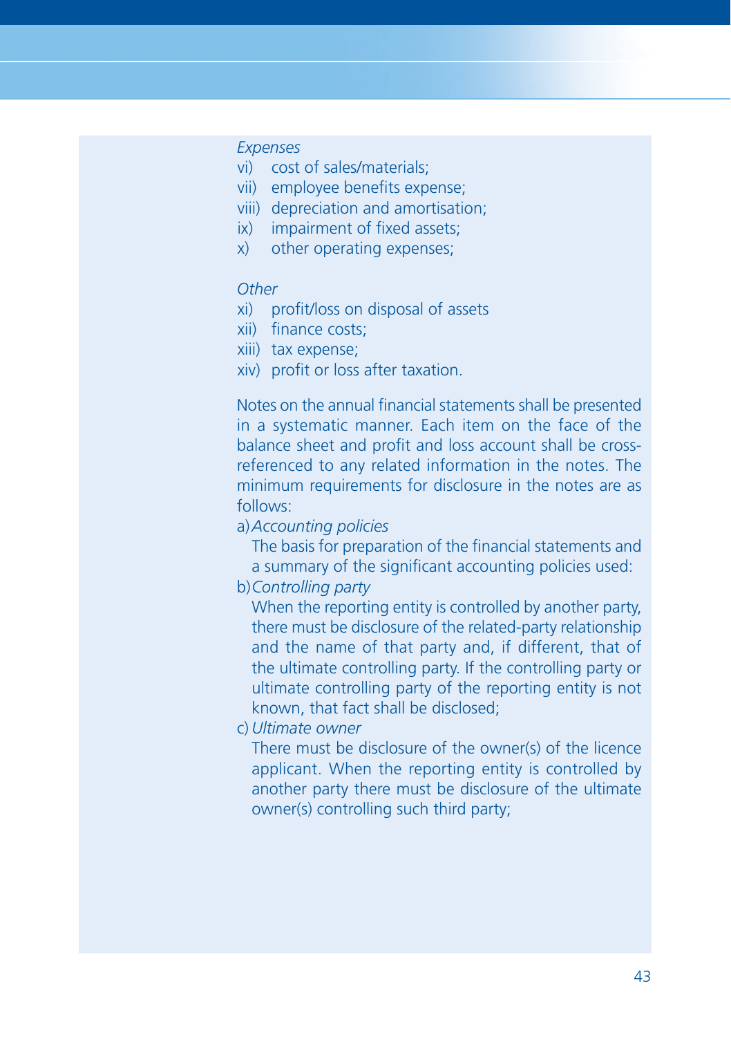*Expenses*

vi) cost of sales/materials;
vii) employee benefits expense;
viii) depreciation and amortisation;
ix) impairment of fixed assets;
x) other operating expenses;

*Other*

xi) profit/loss on disposal of assets
xii) finance costs;
xiii) tax expense;
xiv) profit or loss after taxation.

Notes on the annual financial statements shall be presented in a systematic manner. Each item on the face of the balance sheet and profit and loss account shall be cross-referenced to any related information in the notes. The minimum requirements for disclosure in the notes are as follows:

a) *Accounting policies*
The basis for preparation of the financial statements and a summary of the significant accounting policies used:

b) *Controlling party*
When the reporting entity is controlled by another party, there must be disclosure of the related-party relationship and the name of that party and, if different, that of the ultimate controlling party. If the controlling party or ultimate controlling party of the reporting entity is not known, that fact shall be disclosed;

c) *Ultimate owner*
There must be disclosure of the owner(s) of the licence applicant. When the reporting entity is controlled by another party there must be disclosure of the ultimate owner(s) controlling such third party;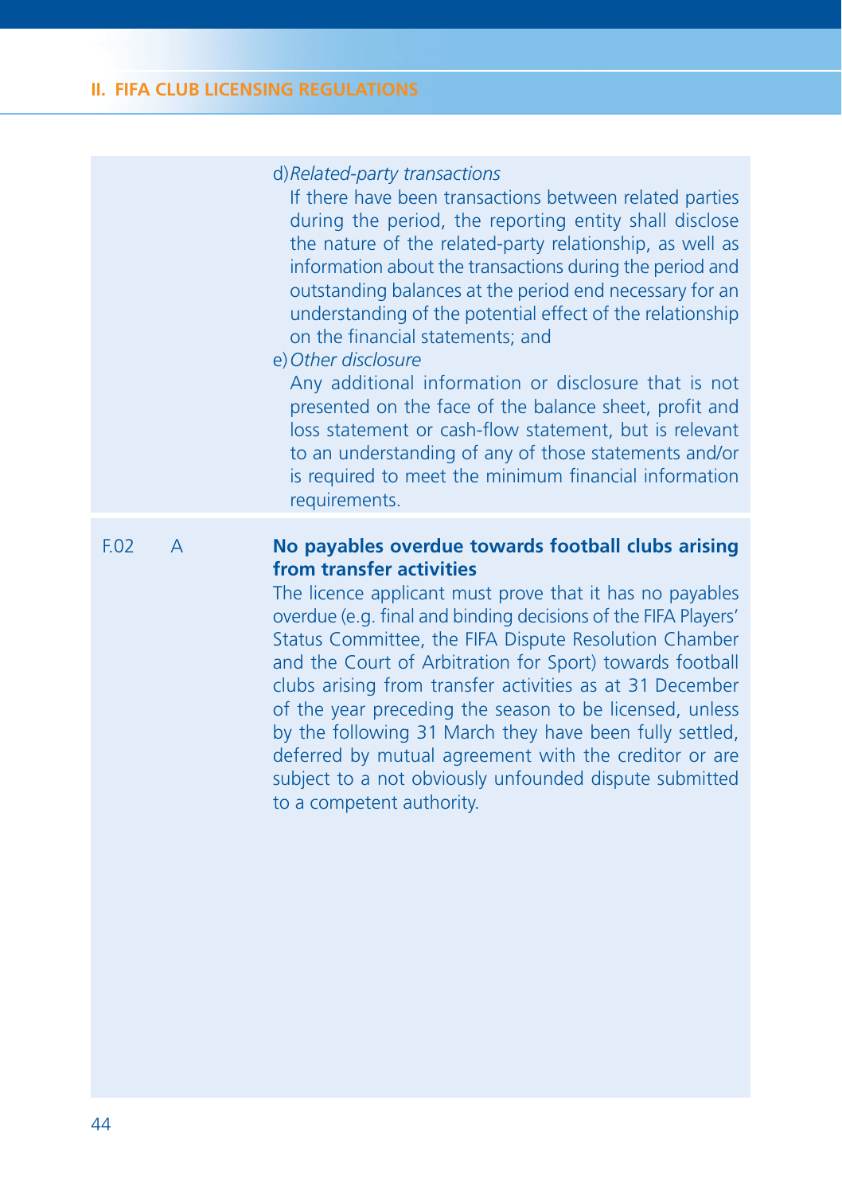d) *Related-party transactions*
   If there have been transactions between related parties during the period, the reporting entity shall disclose the nature of the related-party relationship, as well as information about the transactions during the period and outstanding balances at the period end necessary for an understanding of the potential effect of the relationship on the financial statements; and

e) *Other disclosure*
   Any additional information or disclosure that is not presented on the face of the balance sheet, profit and loss statement or cash-flow statement, but is relevant to an understanding of any of those statements and/or is required to meet the minimum financial information requirements.

| | | |
|---|---|---|
| F.02 | A | **No payables overdue towards football clubs arising from transfer activities**<br>The licence applicant must prove that it has no payables overdue (e.g. final and binding decisions of the FIFA Players' Status Committee, the FIFA Dispute Resolution Chamber and the Court of Arbitration for Sport) towards football clubs arising from transfer activities as at 31 December of the year preceding the season to be licensed, unless by the following 31 March they have been fully settled, deferred by mutual agreement with the creditor or are subject to a not obviously unfounded dispute submitted to a competent authority. |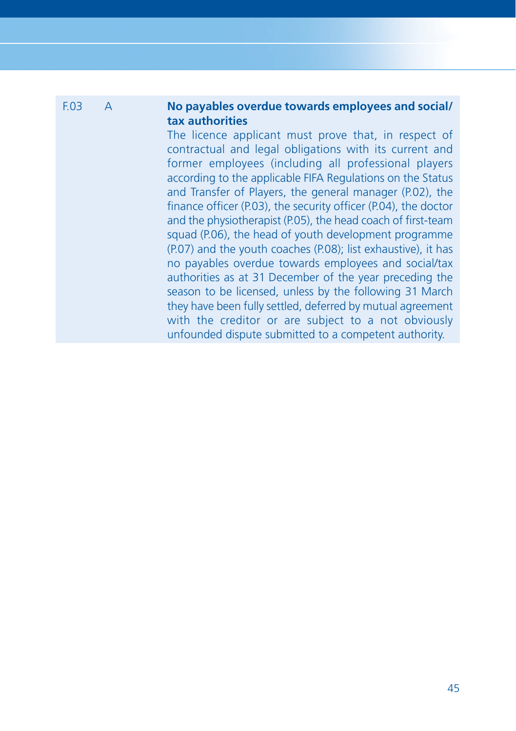| | | |
|---|---|---|
| F.03 | A | **No payables overdue towards employees and social/ tax authorities**<br>The licence applicant must prove that, in respect of contractual and legal obligations with its current and former employees (including all professional players according to the applicable FIFA Regulations on the Status and Transfer of Players, the general manager (P.02), the finance officer (P.03), the security officer (P.04), the doctor and the physiotherapist (P.05), the head coach of first-team squad (P.06), the head of youth development programme (P.07) and the youth coaches (P.08); list exhaustive), it has no payables overdue towards employees and social/tax authorities as at 31 December of the year preceding the season to be licensed, unless by the following 31 March they have been fully settled, deferred by mutual agreement with the creditor or are subject to a not obviously unfounded dispute submitted to a competent authority. |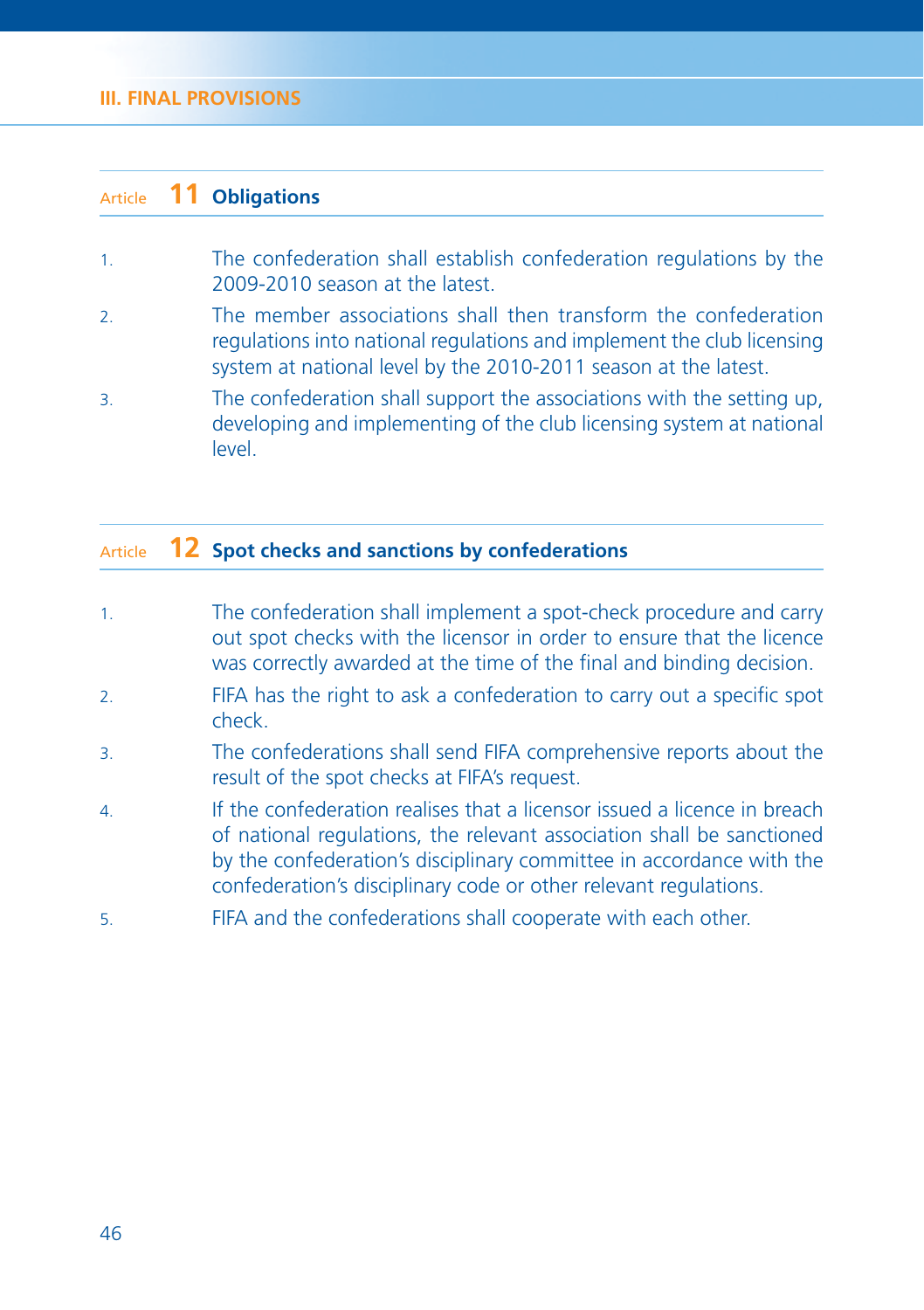## III. FINAL PROVISIONS

### Article 11 Obligations

1. The confederation shall establish confederation regulations by the 2009-2010 season at the latest.
2. The member associations shall then transform the confederation regulations into national regulations and implement the club licensing system at national level by the 2010-2011 season at the latest.
3. The confederation shall support the associations with the setting up, developing and implementing of the club licensing system at national level.

### Article 12 Spot checks and sanctions by confederations

1. The confederation shall implement a spot-check procedure and carry out spot checks with the licensor in order to ensure that the licence was correctly awarded at the time of the final and binding decision.
2. FIFA has the right to ask a confederation to carry out a specific spot check.
3. The confederations shall send FIFA comprehensive reports about the result of the spot checks at FIFA's request.
4. If the confederation realises that a licensor issued a licence in breach of national regulations, the relevant association shall be sanctioned by the confederation's disciplinary committee in accordance with the confederation's disciplinary code or other relevant regulations.
5. FIFA and the confederations shall cooperate with each other.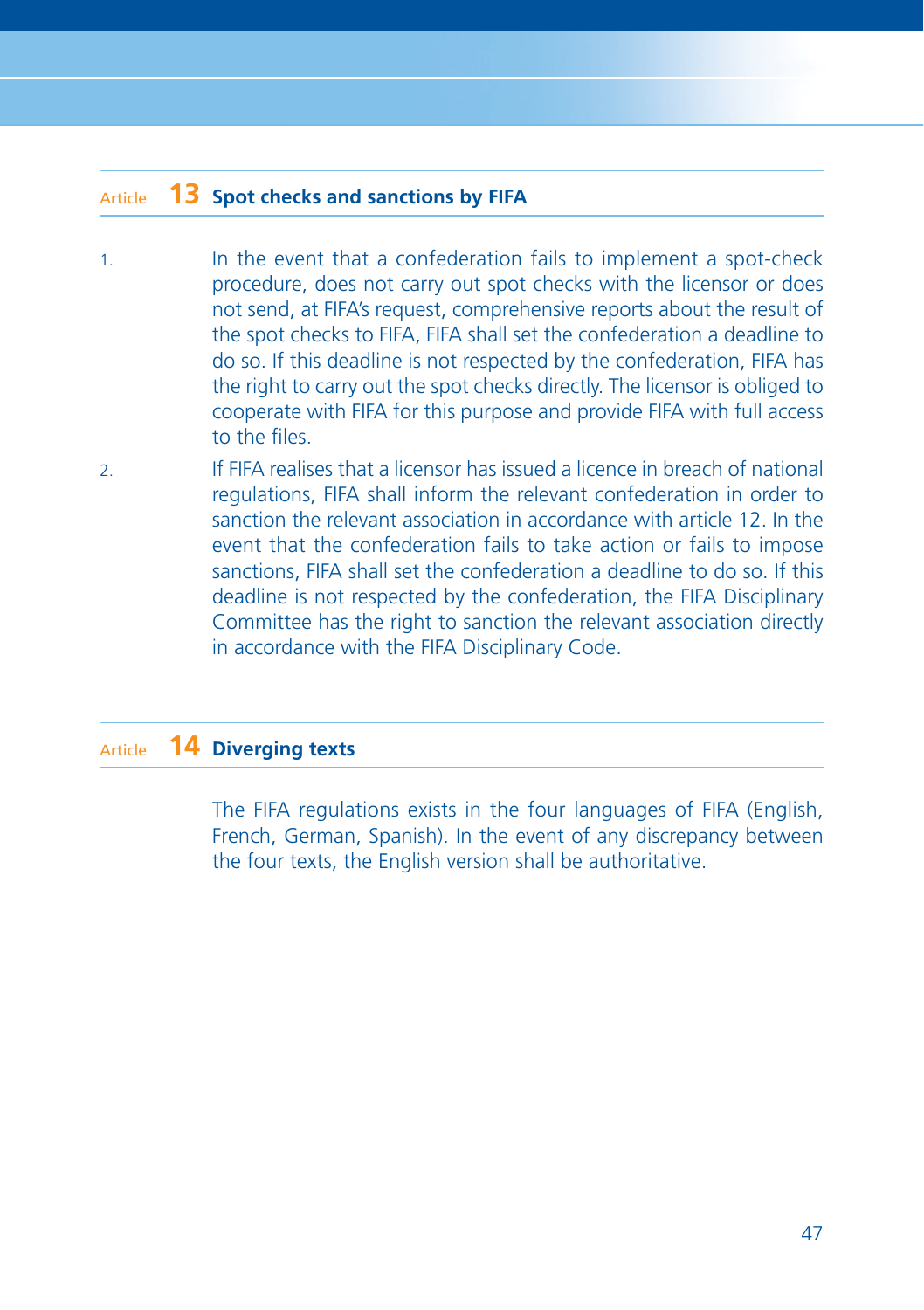## Article 13 Spot checks and sanctions by FIFA

1. In the event that a confederation fails to implement a spot-check procedure, does not carry out spot checks with the licensor or does not send, at FIFA's request, comprehensive reports about the result of the spot checks to FIFA, FIFA shall set the confederation a deadline to do so. If this deadline is not respected by the confederation, FIFA has the right to carry out the spot checks directly. The licensor is obliged to cooperate with FIFA for this purpose and provide FIFA with full access to the files.
2. If FIFA realises that a licensor has issued a licence in breach of national regulations, FIFA shall inform the relevant confederation in order to sanction the relevant association in accordance with article 12. In the event that the confederation fails to take action or fails to impose sanctions, FIFA shall set the confederation a deadline to do so. If this deadline is not respected by the confederation, the FIFA Disciplinary Committee has the right to sanction the relevant association directly in accordance with the FIFA Disciplinary Code.

## Article 14 Diverging texts

The FIFA regulations exists in the four languages of FIFA (English, French, German, Spanish). In the event of any discrepancy between the four texts, the English version shall be authoritative.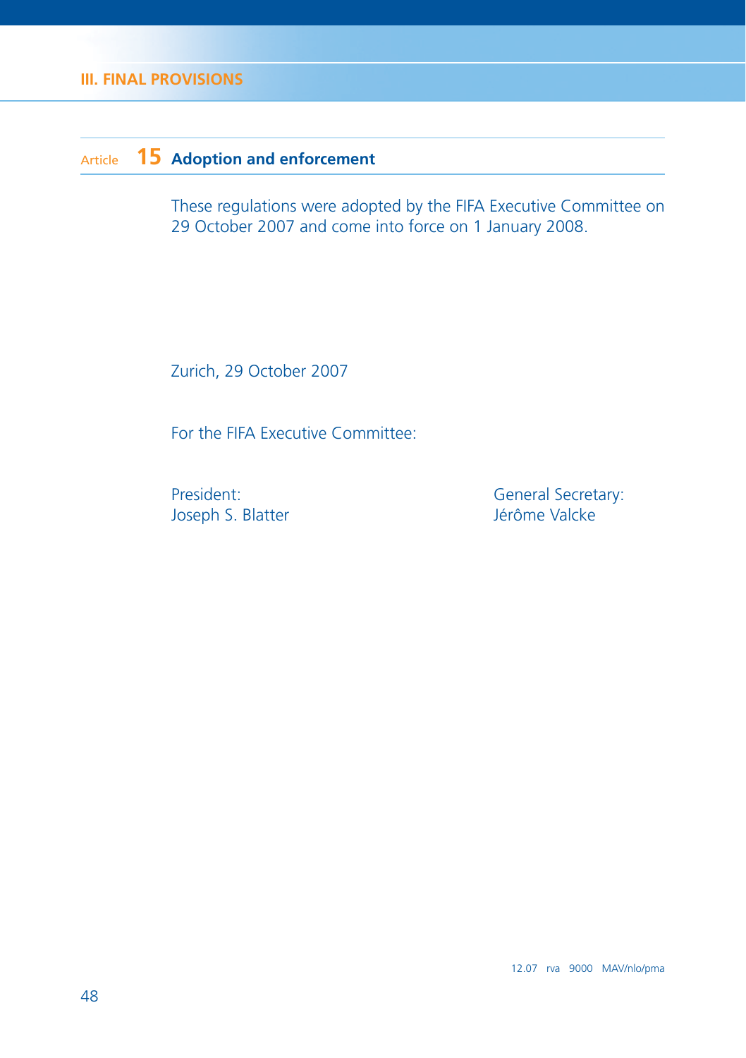## III. FINAL PROVISIONS

### Article 15 Adoption and enforcement

These regulations were adopted by the FIFA Executive Committee on 29 October 2007 and come into force on 1 January 2008.

Zurich, 29 October 2007

For the FIFA Executive Committee:

President:
Joseph S. Blatter

General Secretary:
Jérôme Valcke

12.07 rva 9000 MAV/nlo/pma